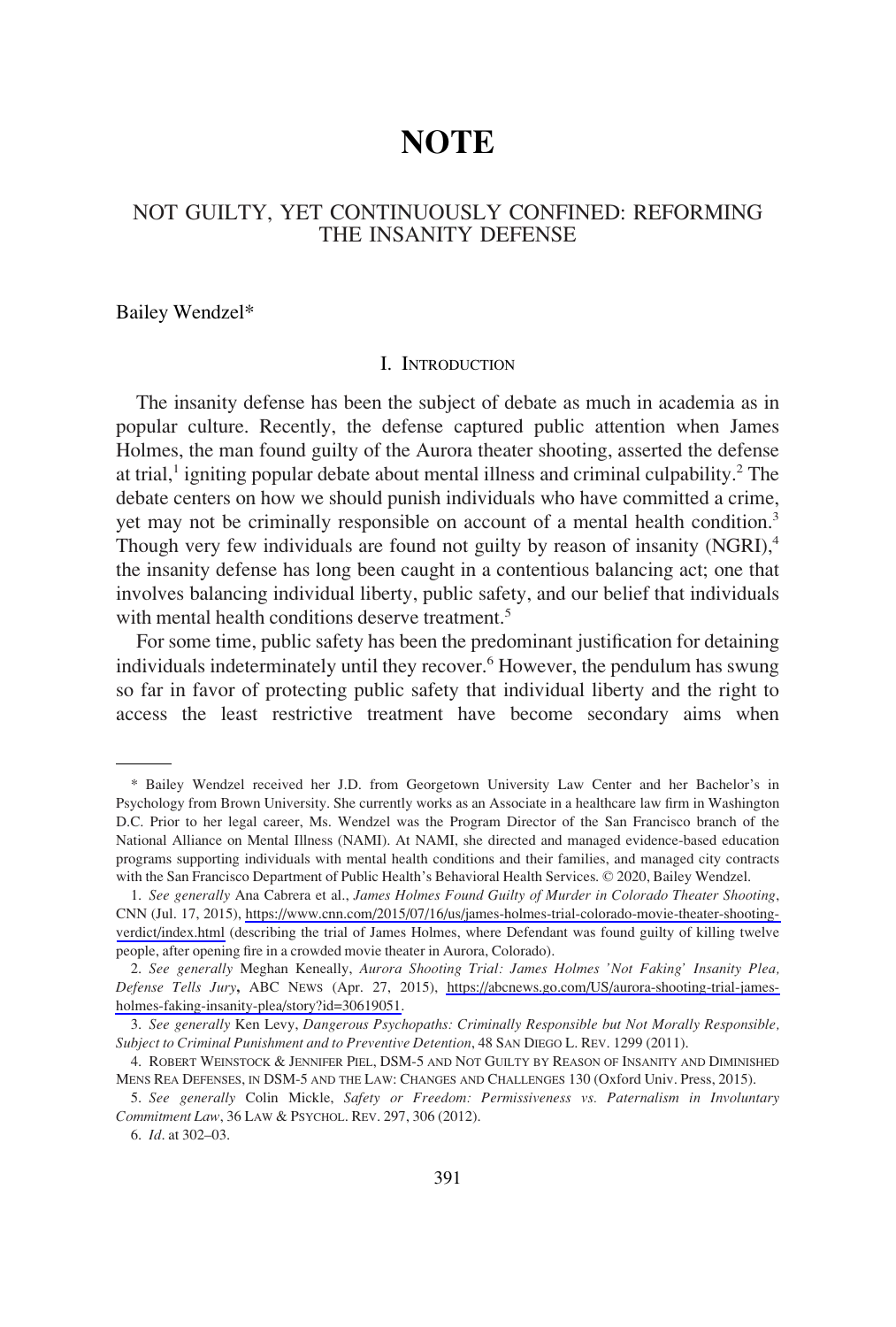# NOTE

## NOT GUILTY, YET CONTINUOUSLY CONFINED: REFORMING THE INSANITY DEFENSE

Bailey Wendzel*

### I. INTRODUCTION

The insanity defense has been the subject of debate as much in academia as in popular culture. Recently, the defense captured public attention when James Holmes, the man found guilty of the Aurora theater shooting, asserted the defense at trial,[1] igniting popular debate about mental illness and criminal culpability.[2] The debate centers on how we should punish individuals who have committed a crime, yet may not be criminally responsible on account of a mental health condition.[3] Though very few individuals are found not guilty by reason of insanity (NGRI),[4] the insanity defense has long been caught in a contentious balancing act; one that involves balancing individual liberty, public safety, and our belief that individuals with mental health conditions deserve treatment.[5]

For some time, public safety has been the predominant justification for detaining individuals indeterminately until they recover.[6] However, the pendulum has swung so far in favor of protecting public safety that individual liberty and the right to access the least restrictive treatment have become secondary aims when

---

\* Bailey Wendzel received her J.D. from Georgetown University Law Center and her Bachelor's in Psychology from Brown University. She currently works as an Associate in a healthcare law firm in Washington D.C. Prior to her legal career, Ms. Wendzel was the Program Director of the San Francisco branch of the National Alliance on Mental Illness (NAMI). At NAMI, she directed and managed evidence-based education programs supporting individuals with mental health conditions and their families, and managed city contracts with the San Francisco Department of Public Health's Behavioral Health Services. © 2020, Bailey Wendzel.

1. *See generally* Ana Cabrera et al., *James Holmes Found Guilty of Murder in Colorado Theater Shooting*, CNN (Jul. 17, 2015), https://www.cnn.com/2015/07/16/us/james-holmes-trial-colorado-movie-theater-shooting-verdict/index.html (describing the trial of James Holmes, where Defendant was found guilty of killing twelve people, after opening fire in a crowded movie theater in Aurora, Colorado).

2. *See generally* Meghan Keneally, *Aurora Shooting Trial: James Holmes 'Not Faking' Insanity Plea, Defense Tells Jury*, ABC NEWS (Apr. 27, 2015), https://abcnews.go.com/US/aurora-shooting-trial-james-holmes-faking-insanity-plea/story?id=30619051.

3. *See generally* Ken Levy, *Dangerous Psychopaths: Criminally Responsible but Not Morally Responsible, Subject to Criminal Punishment and to Preventive Detention*, 48 SAN DIEGO L. REV. 1299 (2011).

4. ROBERT WEINSTOCK & JENNIFER PIEL, DSM-5 AND NOT GUILTY BY REASON OF INSANITY AND DIMINISHED MENS REA DEFENSES, IN DSM-5 AND THE LAW: CHANGES AND CHALLENGES 130 (Oxford Univ. Press, 2015).

5. *See generally* Colin Mickle, *Safety or Freedom: Permissiveness vs. Paternalism in Involuntary Commitment Law*, 36 LAW & PSYCHOL. REV. 297, 306 (2012).

6. *Id*. at 302–03.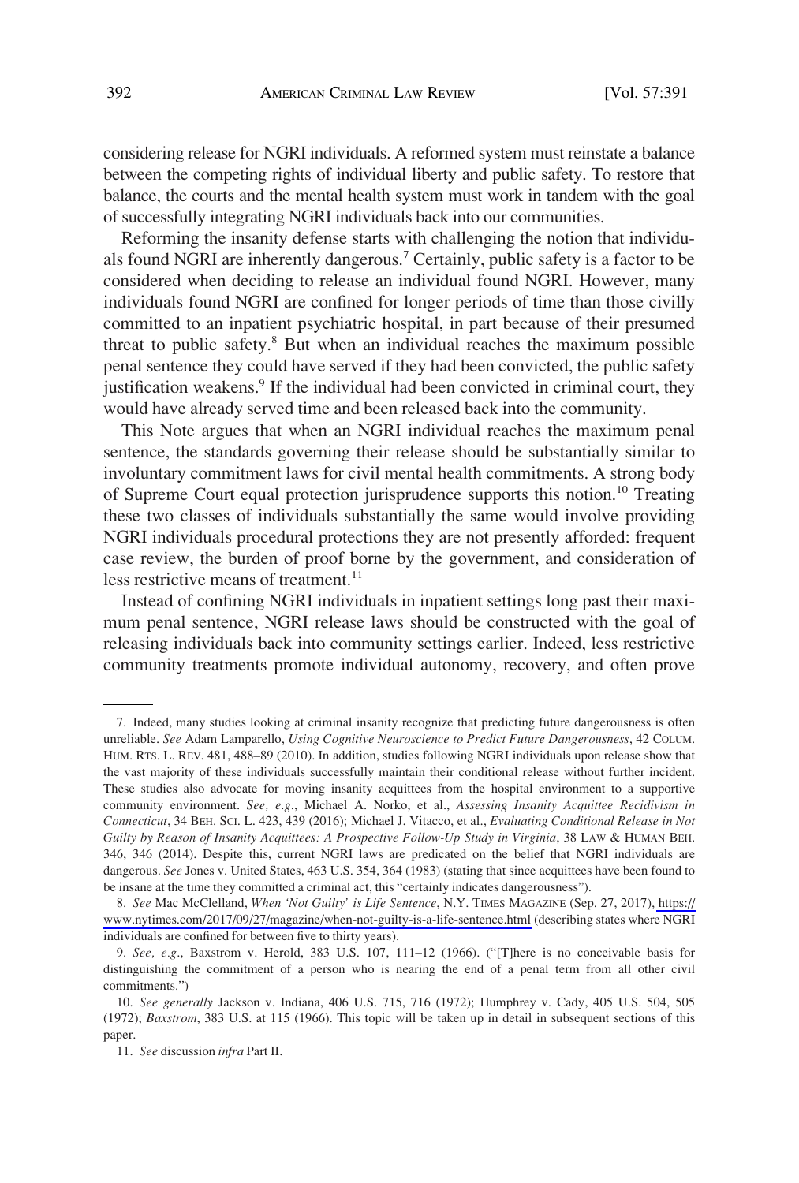considering release for NGRI individuals. A reformed system must reinstate a balance between the competing rights of individual liberty and public safety. To restore that balance, the courts and the mental health system must work in tandem with the goal of successfully integrating NGRI individuals back into our communities.

Reforming the insanity defense starts with challenging the notion that individuals found NGRI are inherently dangerous.[7] Certainly, public safety is a factor to be considered when deciding to release an individual found NGRI. However, many individuals found NGRI are confined for longer periods of time than those civilly committed to an inpatient psychiatric hospital, in part because of their presumed threat to public safety.[8] But when an individual reaches the maximum possible penal sentence they could have served if they had been convicted, the public safety justification weakens.[9] If the individual had been convicted in criminal court, they would have already served time and been released back into the community.

This Note argues that when an NGRI individual reaches the maximum penal sentence, the standards governing their release should be substantially similar to involuntary commitment laws for civil mental health commitments. A strong body of Supreme Court equal protection jurisprudence supports this notion.[10] Treating these two classes of individuals substantially the same would involve providing NGRI individuals procedural protections they are not presently afforded: frequent case review, the burden of proof borne by the government, and consideration of less restrictive means of treatment.[11]

Instead of confining NGRI individuals in inpatient settings long past their maximum penal sentence, NGRI release laws should be constructed with the goal of releasing individuals back into community settings earlier. Indeed, less restrictive community treatments promote individual autonomy, recovery, and often prove

---

7. Indeed, many studies looking at criminal insanity recognize that predicting future dangerousness is often unreliable. *See* Adam Lamparello, *Using Cognitive Neuroscience to Predict Future Dangerousness*, 42 COLUM. HUM. RTS. L. REV. 481, 488–89 (2010). In addition, studies following NGRI individuals upon release show that the vast majority of these individuals successfully maintain their conditional release without further incident. These studies also advocate for moving insanity acquittees from the hospital environment to a supportive community environment. *See, e.g*., Michael A. Norko, et al., *Assessing Insanity Acquittee Recidivism in Connecticut*, 34 BEH. SCI. L. 423, 439 (2016); Michael J. Vitacco, et al., *Evaluating Conditional Release in Not Guilty by Reason of Insanity Acquittees: A Prospective Follow-Up Study in Virginia*, 38 LAW & HUMAN BEH. 346, 346 (2014). Despite this, current NGRI laws are predicated on the belief that NGRI individuals are dangerous. *See* Jones v. United States, 463 U.S. 354, 364 (1983) (stating that since acquittees have been found to be insane at the time they committed a criminal act, this "certainly indicates dangerousness").

8. *See* Mac McClelland, *When 'Not Guilty' is Life Sentence*, N.Y. TIMES MAGAZINE (Sep. 27, 2017), https://www.nytimes.com/2017/09/27/magazine/when-not-guilty-is-a-life-sentence.html (describing states where NGRI individuals are confined for between five to thirty years).

9. *See, e.g*., Baxstrom v. Herold, 383 U.S. 107, 111–12 (1966). ("[T]here is no conceivable basis for distinguishing the commitment of a person who is nearing the end of a penal term from all other civil commitments.")

10. *See generally* Jackson v. Indiana, 406 U.S. 715, 716 (1972); Humphrey v. Cady, 405 U.S. 504, 505 (1972); *Baxstrom*, 383 U.S. at 115 (1966). This topic will be taken up in detail in subsequent sections of this paper.

11. *See* discussion *infra* Part II.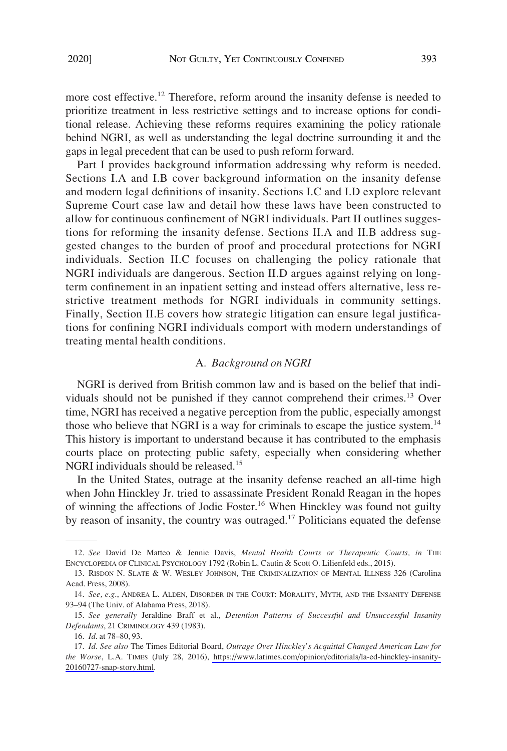more cost effective.[12] Therefore, reform around the insanity defense is needed to prioritize treatment in less restrictive settings and to increase options for conditional release. Achieving these reforms requires examining the policy rationale behind NGRI, as well as understanding the legal doctrine surrounding it and the gaps in legal precedent that can be used to push reform forward.

Part I provides background information addressing why reform is needed. Sections I.A and I.B cover background information on the insanity defense and modern legal definitions of insanity. Sections I.C and I.D explore relevant Supreme Court case law and detail how these laws have been constructed to allow for continuous confinement of NGRI individuals. Part II outlines suggestions for reforming the insanity defense. Sections II.A and II.B address suggested changes to the burden of proof and procedural protections for NGRI individuals. Section II.C focuses on challenging the policy rationale that NGRI individuals are dangerous. Section II.D argues against relying on long-term confinement in an inpatient setting and instead offers alternative, less restrictive treatment methods for NGRI individuals in community settings. Finally, Section II.E covers how strategic litigation can ensure legal justifications for confining NGRI individuals comport with modern understandings of treating mental health conditions.

### A. *Background on NGRI*

NGRI is derived from British common law and is based on the belief that individuals should not be punished if they cannot comprehend their crimes.[13] Over time, NGRI has received a negative perception from the public, especially amongst those who believe that NGRI is a way for criminals to escape the justice system.[14] This history is important to understand because it has contributed to the emphasis courts place on protecting public safety, especially when considering whether NGRI individuals should be released.[15]

In the United States, outrage at the insanity defense reached an all-time high when John Hinckley Jr. tried to assassinate President Ronald Reagan in the hopes of winning the affections of Jodie Foster.[16] When Hinckley was found not guilty by reason of insanity, the country was outraged.[17] Politicians equated the defense

---

12. *See* David De Matteo & Jennie Davis, *Mental Health Courts or Therapeutic Courts, in* THE ENCYCLOPEDIA OF CLINICAL PSYCHOLOGY 1792 (Robin L. Cautin & Scott O. Lilienfeld eds., 2015).

13. RISDON N. SLATE & W. WESLEY JOHNSON, THE CRIMINALIZATION OF MENTAL ILLNESS 326 (Carolina Acad. Press, 2008).

14. *See, e.g.*, ANDREA L. ALDEN, DISORDER IN THE COURT: MORALITY, MYTH, AND THE INSANITY DEFENSE 93–94 (The Univ. of Alabama Press, 2018).

15. *See generally* Jeraldine Braff et al., *Detention Patterns of Successful and Unsuccessful Insanity Defendants*, 21 CRIMINOLOGY 439 (1983).

16. *Id.* at 78–80, 93.

17. *Id. See also* The Times Editorial Board, *Outrage Over Hinckley's Acquittal Changed American Law for the Worse*, L.A. TIMES (July 28, 2016), https://www.latimes.com/opinion/editorials/la-ed-hinckley-insanity-20160727-snap-story.html.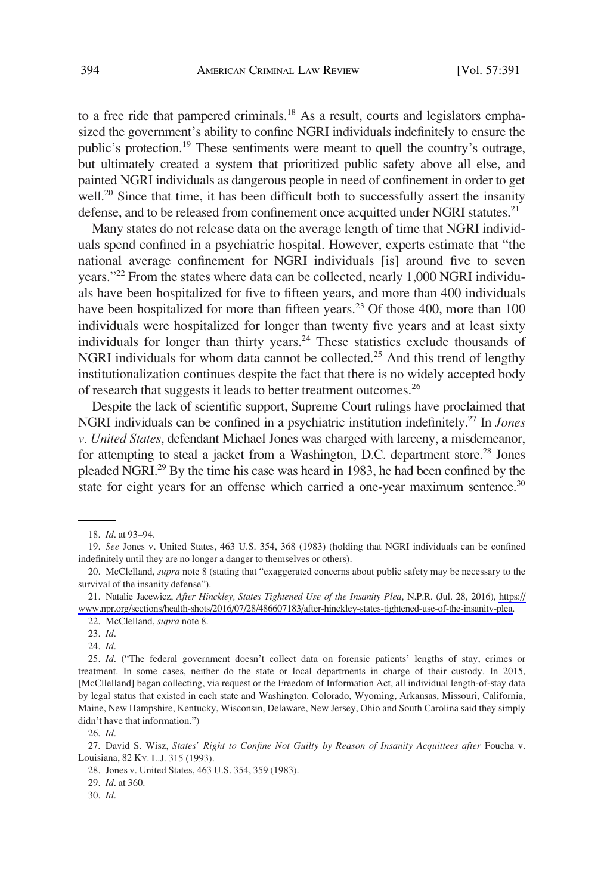to a free ride that pampered criminals.[18] As a result, courts and legislators emphasized the government's ability to confine NGRI individuals indefinitely to ensure the public's protection.[19] These sentiments were meant to quell the country's outrage, but ultimately created a system that prioritized public safety above all else, and painted NGRI individuals as dangerous people in need of confinement in order to get well.[20] Since that time, it has been difficult both to successfully assert the insanity defense, and to be released from confinement once acquitted under NGRI statutes.[21]

Many states do not release data on the average length of time that NGRI individuals spend confined in a psychiatric hospital. However, experts estimate that "the national average confinement for NGRI individuals [is] around five to seven years."[22] From the states where data can be collected, nearly 1,000 NGRI individuals have been hospitalized for five to fifteen years, and more than 400 individuals have been hospitalized for more than fifteen years.[23] Of those 400, more than 100 individuals were hospitalized for longer than twenty five years and at least sixty individuals for longer than thirty years.[24] These statistics exclude thousands of NGRI individuals for whom data cannot be collected.[25] And this trend of lengthy institutionalization continues despite the fact that there is no widely accepted body of research that suggests it leads to better treatment outcomes.[26]

Despite the lack of scientific support, Supreme Court rulings have proclaimed that NGRI individuals can be confined in a psychiatric institution indefinitely.[27] In *Jones v. United States*, defendant Michael Jones was charged with larceny, a misdemeanor, for attempting to steal a jacket from a Washington, D.C. department store.[28] Jones pleaded NGRI.[29] By the time his case was heard in 1983, he had been confined by the state for eight years for an offense which carried a one-year maximum sentence.[30]

---

18. *Id*. at 93–94.

19. *See* Jones v. United States, 463 U.S. 354, 368 (1983) (holding that NGRI individuals can be confined indefinitely until they are no longer a danger to themselves or others).

20. McClelland, *supra* note 8 (stating that "exaggerated concerns about public safety may be necessary to the survival of the insanity defense").

21. Natalie Jacewicz, *After Hinckley, States Tightened Use of the Insanity Plea*, N.P.R. (Jul. 28, 2016), https://www.npr.org/sections/health-shots/2016/07/28/486607183/after-hinckley-states-tightened-use-of-the-insanity-plea.

22. McClelland, *supra* note 8.

23. *Id*.

24. *Id*.

25. *Id*. ("The federal government doesn't collect data on forensic patients' lengths of stay, crimes or treatment. In some cases, neither do the state or local departments in charge of their custody. In 2015, [McCllelland] began collecting, via request or the Freedom of Information Act, all individual length-of-stay data by legal status that existed in each state and Washington. Colorado, Wyoming, Arkansas, Missouri, California, Maine, New Hampshire, Kentucky, Wisconsin, Delaware, New Jersey, Ohio and South Carolina said they simply didn't have that information.")

26. *Id*.

27. David S. Wisz, *States' Right to Confine Not Guilty by Reason of Insanity Acquittees after* Foucha v. Louisiana, 82 KY. L.J. 315 (1993).

28. Jones v. United States, 463 U.S. 354, 359 (1983).

29. *Id*. at 360.

30. *Id*.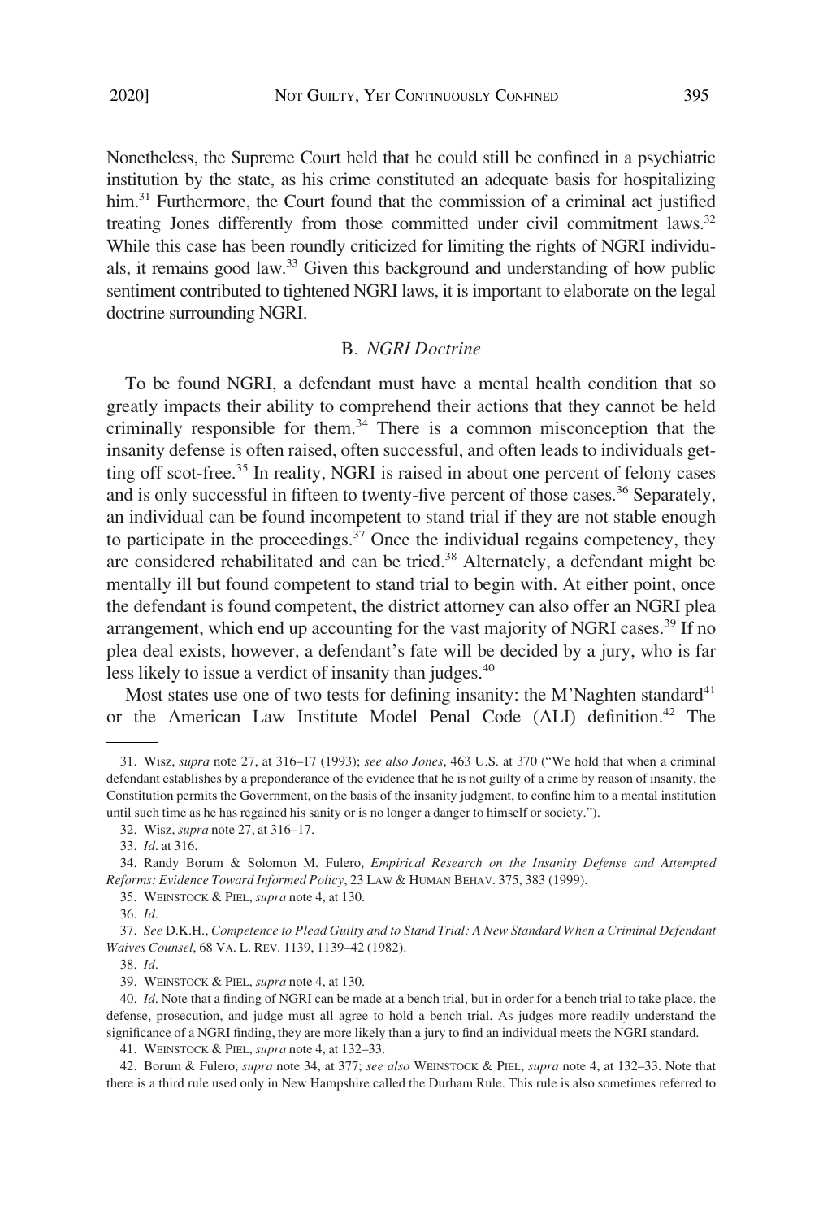Nonetheless, the Supreme Court held that he could still be confined in a psychiatric institution by the state, as his crime constituted an adequate basis for hospitalizing him.[31] Furthermore, the Court found that the commission of a criminal act justified treating Jones differently from those committed under civil commitment laws.[32] While this case has been roundly criticized for limiting the rights of NGRI individuals, it remains good law.[33] Given this background and understanding of how public sentiment contributed to tightened NGRI laws, it is important to elaborate on the legal doctrine surrounding NGRI.

### B. *NGRI Doctrine*

To be found NGRI, a defendant must have a mental health condition that so greatly impacts their ability to comprehend their actions that they cannot be held criminally responsible for them.[34] There is a common misconception that the insanity defense is often raised, often successful, and often leads to individuals getting off scot-free.[35] In reality, NGRI is raised in about one percent of felony cases and is only successful in fifteen to twenty-five percent of those cases.[36] Separately, an individual can be found incompetent to stand trial if they are not stable enough to participate in the proceedings.[37] Once the individual regains competency, they are considered rehabilitated and can be tried.[38] Alternately, a defendant might be mentally ill but found competent to stand trial to begin with. At either point, once the defendant is found competent, the district attorney can also offer an NGRI plea arrangement, which end up accounting for the vast majority of NGRI cases.[39] If no plea deal exists, however, a defendant's fate will be decided by a jury, who is far less likely to issue a verdict of insanity than judges.[40]

Most states use one of two tests for defining insanity: the M'Naghten standard[41] or the American Law Institute Model Penal Code (ALI) definition.[42] The

---

31. Wisz, *supra* note 27, at 316–17 (1993); *see also Jones*, 463 U.S. at 370 ("We hold that when a criminal defendant establishes by a preponderance of the evidence that he is not guilty of a crime by reason of insanity, the Constitution permits the Government, on the basis of the insanity judgment, to confine him to a mental institution until such time as he has regained his sanity or is no longer a danger to himself or society.").

32. Wisz, *supra* note 27, at 316–17.

33. *Id*. at 316.

34. Randy Borum & Solomon M. Fulero, *Empirical Research on the Insanity Defense and Attempted Reforms: Evidence Toward Informed Policy*, 23 LAW & HUMAN BEHAV. 375, 383 (1999).

35. WEINSTOCK & PIEL, *supra* note 4, at 130.

36. *Id*.

37. *See* D.K.H., *Competence to Plead Guilty and to Stand Trial: A New Standard When a Criminal Defendant Waives Counsel*, 68 VA. L. REV. 1139, 1139–42 (1982).

38. *Id*.

39. WEINSTOCK & PIEL, *supra* note 4, at 130.

40. *Id*. Note that a finding of NGRI can be made at a bench trial, but in order for a bench trial to take place, the defense, prosecution, and judge must all agree to hold a bench trial. As judges more readily understand the significance of a NGRI finding, they are more likely than a jury to find an individual meets the NGRI standard.

41. WEINSTOCK & PIEL, *supra* note 4, at 132–33.

42. Borum & Fulero, *supra* note 34, at 377; *see also* WEINSTOCK & PIEL, *supra* note 4, at 132–33. Note that there is a third rule used only in New Hampshire called the Durham Rule. This rule is also sometimes referred to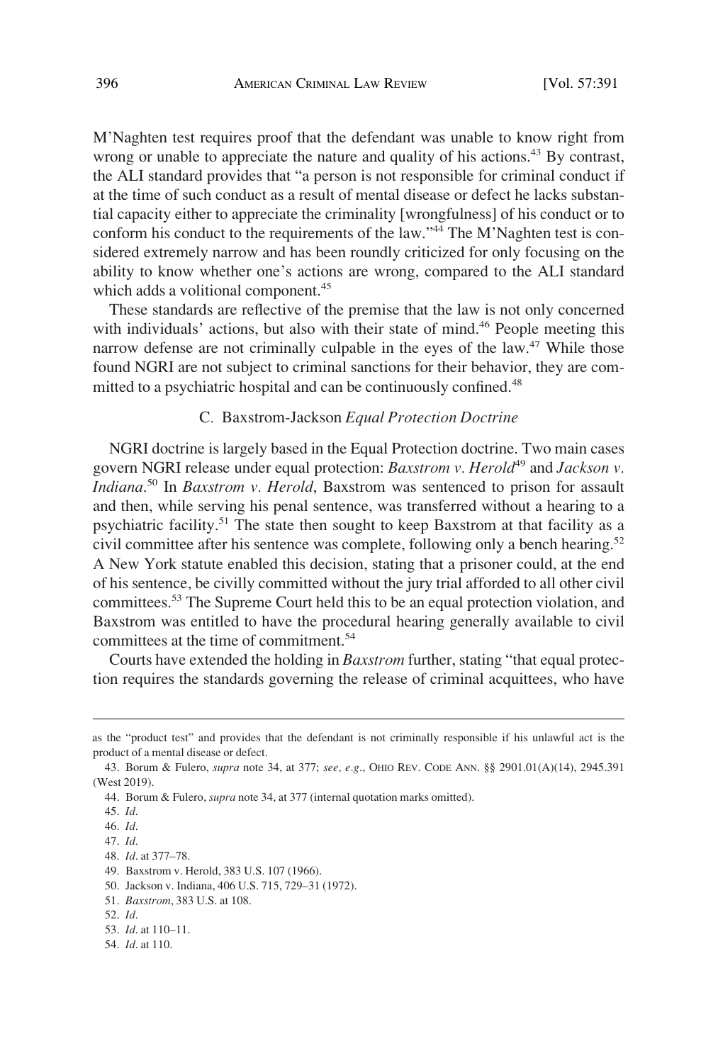M'Naghten test requires proof that the defendant was unable to know right from wrong or unable to appreciate the nature and quality of his actions.[43] By contrast, the ALI standard provides that "a person is not responsible for criminal conduct if at the time of such conduct as a result of mental disease or defect he lacks substantial capacity either to appreciate the criminality [wrongfulness] of his conduct or to conform his conduct to the requirements of the law."[44] The M'Naghten test is considered extremely narrow and has been roundly criticized for only focusing on the ability to know whether one's actions are wrong, compared to the ALI standard which adds a volitional component.[45]

These standards are reflective of the premise that the law is not only concerned with individuals' actions, but also with their state of mind.[46] People meeting this narrow defense are not criminally culpable in the eyes of the law.[47] While those found NGRI are not subject to criminal sanctions for their behavior, they are committed to a psychiatric hospital and can be continuously confined.[48]

### C. Baxstrom-Jackson *Equal Protection Doctrine*

NGRI doctrine is largely based in the Equal Protection doctrine. Two main cases govern NGRI release under equal protection: *Baxstrom v. Herold*[49] and *Jackson v. Indiana*.[50] In *Baxstrom v. Herold*, Baxstrom was sentenced to prison for assault and then, while serving his penal sentence, was transferred without a hearing to a psychiatric facility.[51] The state then sought to keep Baxstrom at that facility as a civil committee after his sentence was complete, following only a bench hearing.[52] A New York statute enabled this decision, stating that a prisoner could, at the end of his sentence, be civilly committed without the jury trial afforded to all other civil committees.[53] The Supreme Court held this to be an equal protection violation, and Baxstrom was entitled to have the procedural hearing generally available to civil committees at the time of commitment.[54]

Courts have extended the holding in *Baxstrom* further, stating "that equal protection requires the standards governing the release of criminal acquittees, who have

---

as the "product test" and provides that the defendant is not criminally responsible if his unlawful act is the product of a mental disease or defect.

43. Borum & Fulero, *supra* note 34, at 377; *see, e.g.*, OHIO REV. CODE ANN. §§ 2901.01(A)(14), 2945.391 (West 2019).

44. Borum & Fulero, *supra* note 34, at 377 (internal quotation marks omitted).

45. *Id.*

46. *Id.*

47. *Id.*

48. *Id.* at 377–78.

49. Baxstrom v. Herold, 383 U.S. 107 (1966).

50. Jackson v. Indiana, 406 U.S. 715, 729–31 (1972).

51. *Baxstrom*, 383 U.S. at 108.

52. *Id.*

53. *Id.* at 110–11.

54. *Id.* at 110.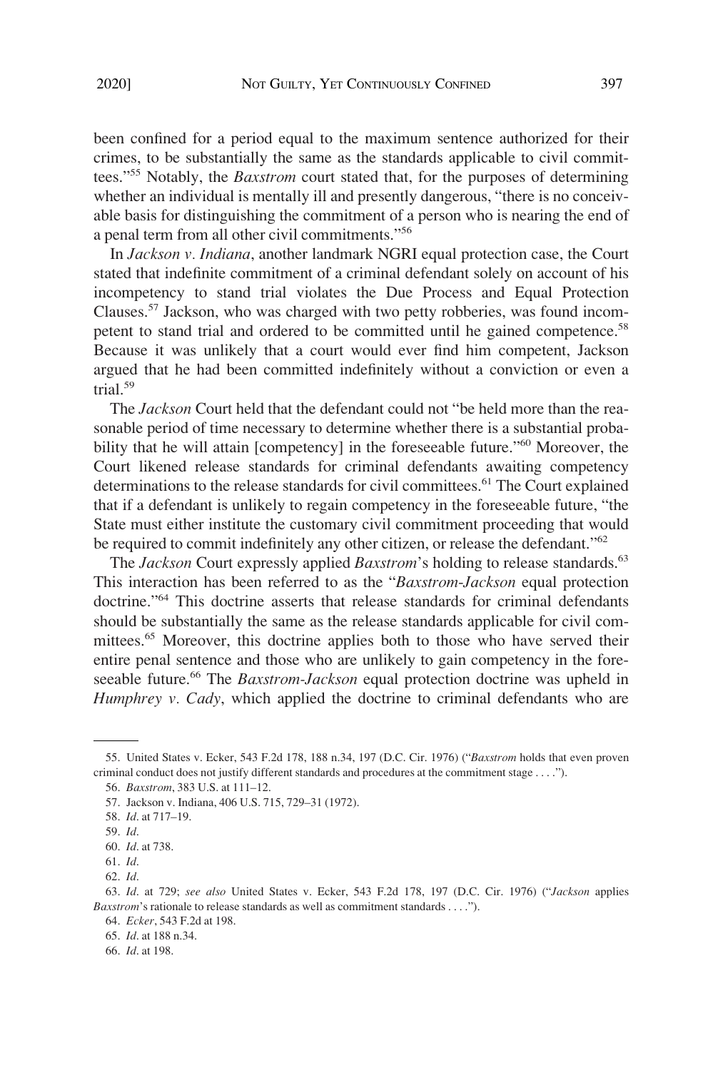been confined for a period equal to the maximum sentence authorized for their crimes, to be substantially the same as the standards applicable to civil committees."[55] Notably, the *Baxstrom* court stated that, for the purposes of determining whether an individual is mentally ill and presently dangerous, "there is no conceivable basis for distinguishing the commitment of a person who is nearing the end of a penal term from all other civil commitments."[56]

In *Jackson v. Indiana*, another landmark NGRI equal protection case, the Court stated that indefinite commitment of a criminal defendant solely on account of his incompetency to stand trial violates the Due Process and Equal Protection Clauses.[57] Jackson, who was charged with two petty robberies, was found incompetent to stand trial and ordered to be committed until he gained competence.[58] Because it was unlikely that a court would ever find him competent, Jackson argued that he had been committed indefinitely without a conviction or even a trial.[59]

The *Jackson* Court held that the defendant could not "be held more than the reasonable period of time necessary to determine whether there is a substantial probability that he will attain [competency] in the foreseeable future."[60] Moreover, the Court likened release standards for criminal defendants awaiting competency determinations to the release standards for civil committees.[61] The Court explained that if a defendant is unlikely to regain competency in the foreseeable future, "the State must either institute the customary civil commitment proceeding that would be required to commit indefinitely any other citizen, or release the defendant."[62]

The *Jackson* Court expressly applied *Baxstrom*'s holding to release standards.[63] This interaction has been referred to as the "*Baxstrom-Jackson* equal protection doctrine."[64] This doctrine asserts that release standards for criminal defendants should be substantially the same as the release standards applicable for civil committees.[65] Moreover, this doctrine applies both to those who have served their entire penal sentence and those who are unlikely to gain competency in the foreseeable future.[66] The *Baxstrom-Jackson* equal protection doctrine was upheld in *Humphrey v. Cady*, which applied the doctrine to criminal defendants who are

---

55. United States v. Ecker, 543 F.2d 178, 188 n.34, 197 (D.C. Cir. 1976) ("*Baxstrom* holds that even proven criminal conduct does not justify different standards and procedures at the commitment stage . . . .").

56. *Baxstrom*, 383 U.S. at 111–12.

57. Jackson v. Indiana, 406 U.S. 715, 729–31 (1972).

58. *Id*. at 717–19.

59. *Id*.

60. *Id*. at 738.

61. *Id*.

62. *Id*.

63. *Id*. at 729; *see also* United States v. Ecker, 543 F.2d 178, 197 (D.C. Cir. 1976) ("*Jackson* applies *Baxstrom*'s rationale to release standards as well as commitment standards . . . .").

64. *Ecker*, 543 F.2d at 198.

65. *Id*. at 188 n.34.

66. *Id*. at 198.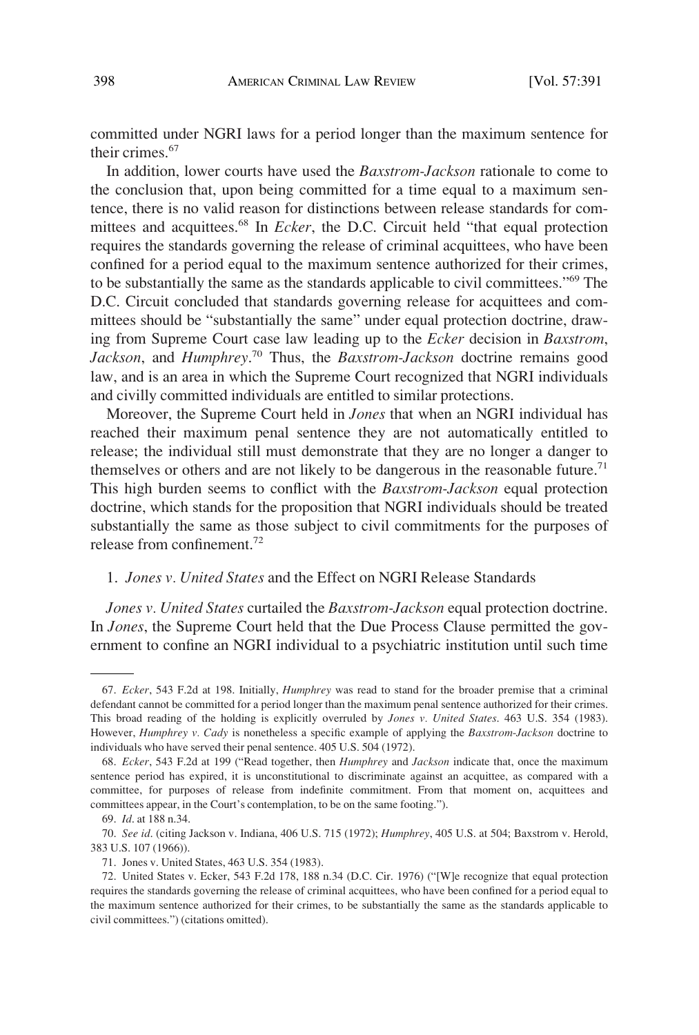committed under NGRI laws for a period longer than the maximum sentence for their crimes.[67]

In addition, lower courts have used the *Baxstrom-Jackson* rationale to come to the conclusion that, upon being committed for a time equal to a maximum sentence, there is no valid reason for distinctions between release standards for committees and acquittees.[68] In *Ecker*, the D.C. Circuit held "that equal protection requires the standards governing the release of criminal acquittees, who have been confined for a period equal to the maximum sentence authorized for their crimes, to be substantially the same as the standards applicable to civil committees."[69] The D.C. Circuit concluded that standards governing release for acquittees and committees should be "substantially the same" under equal protection doctrine, drawing from Supreme Court case law leading up to the *Ecker* decision in *Baxstrom*, *Jackson*, and *Humphrey*.[70] Thus, the *Baxstrom-Jackson* doctrine remains good law, and is an area in which the Supreme Court recognized that NGRI individuals and civilly committed individuals are entitled to similar protections.

Moreover, the Supreme Court held in *Jones* that when an NGRI individual has reached their maximum penal sentence they are not automatically entitled to release; the individual still must demonstrate that they are no longer a danger to themselves or others and are not likely to be dangerous in the reasonable future.[71] This high burden seems to conflict with the *Baxstrom-Jackson* equal protection doctrine, which stands for the proposition that NGRI individuals should be treated substantially the same as those subject to civil commitments for the purposes of release from confinement.[72]

### 1. *Jones v. United States* and the Effect on NGRI Release Standards

*Jones v. United States* curtailed the *Baxstrom-Jackson* equal protection doctrine. In *Jones*, the Supreme Court held that the Due Process Clause permitted the government to confine an NGRI individual to a psychiatric institution until such time

---

67. *Ecker*, 543 F.2d at 198. Initially, *Humphrey* was read to stand for the broader premise that a criminal defendant cannot be committed for a period longer than the maximum penal sentence authorized for their crimes. This broad reading of the holding is explicitly overruled by *Jones v. United States*. 463 U.S. 354 (1983). However, *Humphrey v. Cady* is nonetheless a specific example of applying the *Baxstrom-Jackson* doctrine to individuals who have served their penal sentence. 405 U.S. 504 (1972).

68. *Ecker*, 543 F.2d at 199 ("Read together, then *Humphrey* and *Jackson* indicate that, once the maximum sentence period has expired, it is unconstitutional to discriminate against an acquittee, as compared with a committee, for purposes of release from indefinite commitment. From that moment on, acquittees and committees appear, in the Court's contemplation, to be on the same footing.").

69. *Id*. at 188 n.34.

70. *See id*. (citing Jackson v. Indiana, 406 U.S. 715 (1972); *Humphrey*, 405 U.S. at 504; Baxstrom v. Herold, 383 U.S. 107 (1966)).

71. Jones v. United States, 463 U.S. 354 (1983).

72. United States v. Ecker, 543 F.2d 178, 188 n.34 (D.C. Cir. 1976) ("[W]e recognize that equal protection requires the standards governing the release of criminal acquittees, who have been confined for a period equal to the maximum sentence authorized for their crimes, to be substantially the same as the standards applicable to civil committees.") (citations omitted).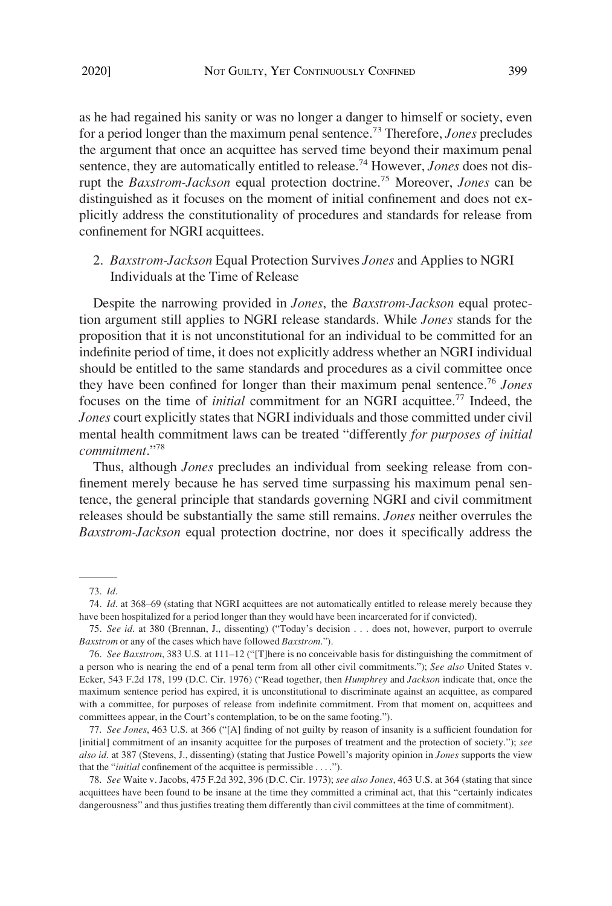as he had regained his sanity or was no longer a danger to himself or society, even for a period longer than the maximum penal sentence.[73] Therefore, *Jones* precludes the argument that once an acquittee has served time beyond their maximum penal sentence, they are automatically entitled to release.[74] However, *Jones* does not disrupt the *Baxstrom-Jackson* equal protection doctrine.[75] Moreover, *Jones* can be distinguished as it focuses on the moment of initial confinement and does not explicitly address the constitutionality of procedures and standards for release from confinement for NGRI acquittees.

### 2. *Baxstrom-Jackson* Equal Protection Survives *Jones* and Applies to NGRI Individuals at the Time of Release

Despite the narrowing provided in *Jones*, the *Baxstrom-Jackson* equal protection argument still applies to NGRI release standards. While *Jones* stands for the proposition that it is not unconstitutional for an individual to be committed for an indefinite period of time, it does not explicitly address whether an NGRI individual should be entitled to the same standards and procedures as a civil committee once they have been confined for longer than their maximum penal sentence.[76] *Jones* focuses on the time of *initial* commitment for an NGRI acquittee.[77] Indeed, the *Jones* court explicitly states that NGRI individuals and those committed under civil mental health commitment laws can be treated "differently *for purposes of initial commitment*."[78]

Thus, although *Jones* precludes an individual from seeking release from confinement merely because he has served time surpassing his maximum penal sentence, the general principle that standards governing NGRI and civil commitment releases should be substantially the same still remains. *Jones* neither overrules the *Baxstrom-Jackson* equal protection doctrine, nor does it specifically address the

---

73. *Id.*

74. *Id.* at 368–69 (stating that NGRI acquittees are not automatically entitled to release merely because they have been hospitalized for a period longer than they would have been incarcerated for if convicted).

75. *See id.* at 380 (Brennan, J., dissenting) ("Today's decision . . . does not, however, purport to overrule *Baxstrom* or any of the cases which have followed *Baxstrom*.").

76. *See Baxstrom*, 383 U.S. at 111–12 ("[T]here is no conceivable basis for distinguishing the commitment of a person who is nearing the end of a penal term from all other civil commitments."); *See also* United States v. Ecker, 543 F.2d 178, 199 (D.C. Cir. 1976) ("Read together, then *Humphrey* and *Jackson* indicate that, once the maximum sentence period has expired, it is unconstitutional to discriminate against an acquittee, as compared with a committee, for purposes of release from indefinite commitment. From that moment on, acquittees and committees appear, in the Court's contemplation, to be on the same footing.").

77. *See Jones*, 463 U.S. at 366 ("[A] finding of not guilty by reason of insanity is a sufficient foundation for [initial] commitment of an insanity acquittee for the purposes of treatment and the protection of society."); *see also id.* at 387 (Stevens, J., dissenting) (stating that Justice Powell's majority opinion in *Jones* supports the view that the "*initial* confinement of the acquittee is permissible . . . .").

78. *See* Waite v. Jacobs, 475 F.2d 392, 396 (D.C. Cir. 1973); *see also Jones*, 463 U.S. at 364 (stating that since acquittees have been found to be insane at the time they committed a criminal act, that this "certainly indicates dangerousness" and thus justifies treating them differently than civil committees at the time of commitment).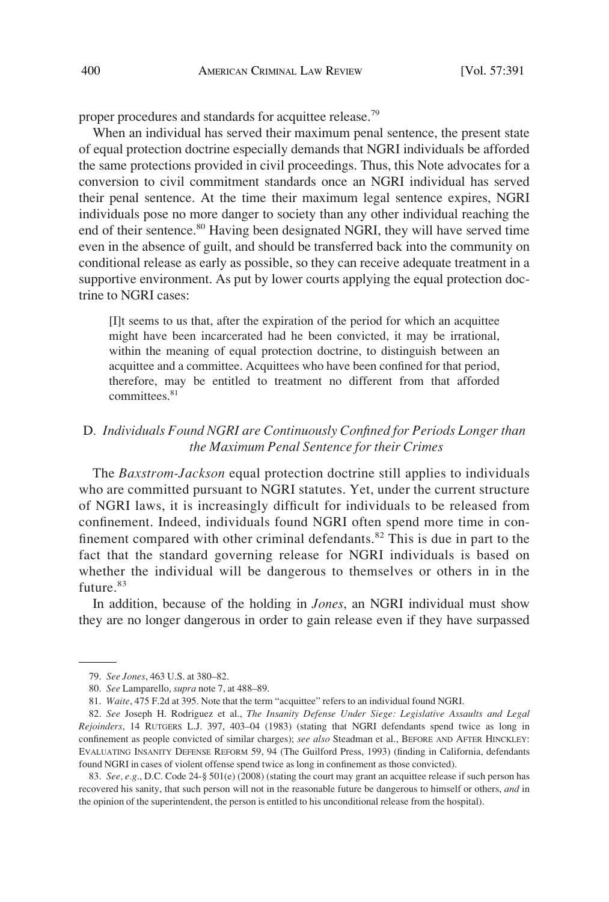proper procedures and standards for acquittee release.[79]

When an individual has served their maximum penal sentence, the present state of equal protection doctrine especially demands that NGRI individuals be afforded the same protections provided in civil proceedings. Thus, this Note advocates for a conversion to civil commitment standards once an NGRI individual has served their penal sentence. At the time their maximum legal sentence expires, NGRI individuals pose no more danger to society than any other individual reaching the end of their sentence.[80] Having been designated NGRI, they will have served time even in the absence of guilt, and should be transferred back into the community on conditional release as early as possible, so they can receive adequate treatment in a supportive environment. As put by lower courts applying the equal protection doctrine to NGRI cases:

> [I]t seems to us that, after the expiration of the period for which an acquittee might have been incarcerated had he been convicted, it may be irrational, within the meaning of equal protection doctrine, to distinguish between an acquittee and a committee. Acquittees who have been confined for that period, therefore, may be entitled to treatment no different from that afforded committees.[81]

### D. *Individuals Found NGRI are Continuously Confined for Periods Longer than the Maximum Penal Sentence for their Crimes*

The *Baxstrom-Jackson* equal protection doctrine still applies to individuals who are committed pursuant to NGRI statutes. Yet, under the current structure of NGRI laws, it is increasingly difficult for individuals to be released from confinement. Indeed, individuals found NGRI often spend more time in confinement compared with other criminal defendants.[82] This is due in part to the fact that the standard governing release for NGRI individuals is based on whether the individual will be dangerous to themselves or others in in the future.[83]

In addition, because of the holding in *Jones*, an NGRI individual must show they are no longer dangerous in order to gain release even if they have surpassed

---

79. *See Jones*, 463 U.S. at 380–82.

80. *See* Lamparello, *supra* note 7, at 488–89.

81. *Waite*, 475 F.2d at 395. Note that the term "acquittee" refers to an individual found NGRI.

82. *See* Joseph H. Rodriguez et al., *The Insanity Defense Under Siege: Legislative Assaults and Legal Rejoinders*, 14 RUTGERS L.J. 397, 403–04 (1983) (stating that NGRI defendants spend twice as long in confinement as people convicted of similar charges); *see also* Steadman et al., BEFORE AND AFTER HINCKLEY: EVALUATING INSANITY DEFENSE REFORM 59, 94 (The Guilford Press, 1993) (finding in California, defendants found NGRI in cases of violent offense spend twice as long in confinement as those convicted).

83. *See, e.g.*, D.C. Code 24-§ 501(e) (2008) (stating the court may grant an acquittee release if such person has recovered his sanity, that such person will not in the reasonable future be dangerous to himself or others, *and* in the opinion of the superintendent, the person is entitled to his unconditional release from the hospital).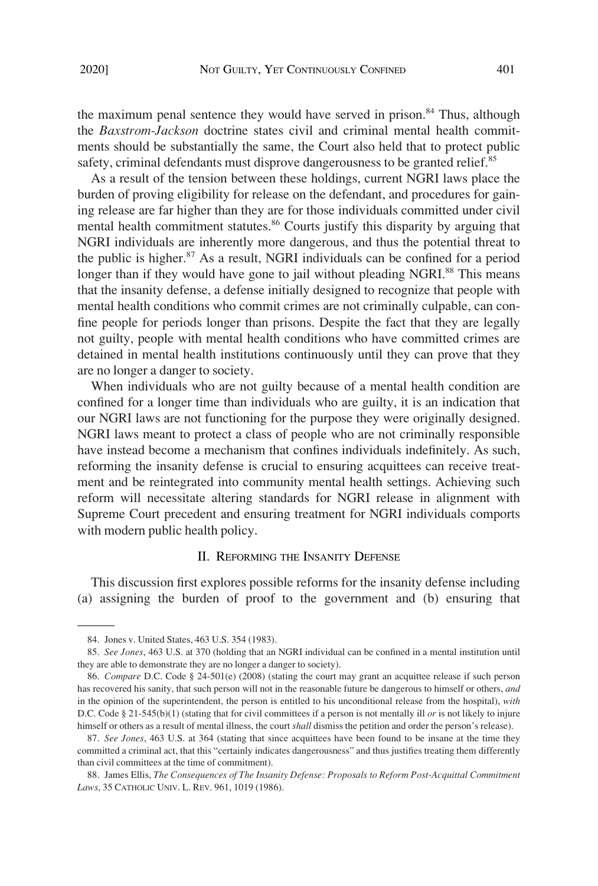the maximum penal sentence they would have served in prison.[84] Thus, although the *Baxstrom-Jackson* doctrine states civil and criminal mental health commitments should be substantially the same, the Court also held that to protect public safety, criminal defendants must disprove dangerousness to be granted relief.[85]

As a result of the tension between these holdings, current NGRI laws place the burden of proving eligibility for release on the defendant, and procedures for gaining release are far higher than they are for those individuals committed under civil mental health commitment statutes.[86] Courts justify this disparity by arguing that NGRI individuals are inherently more dangerous, and thus the potential threat to the public is higher.[87] As a result, NGRI individuals can be confined for a period longer than if they would have gone to jail without pleading NGRI.[88] This means that the insanity defense, a defense initially designed to recognize that people with mental health conditions who commit crimes are not criminally culpable, can confine people for periods longer than prisons. Despite the fact that they are legally not guilty, people with mental health conditions who have committed crimes are detained in mental health institutions continuously until they can prove that they are no longer a danger to society.

When individuals who are not guilty because of a mental health condition are confined for a longer time than individuals who are guilty, it is an indication that our NGRI laws are not functioning for the purpose they were originally designed. NGRI laws meant to protect a class of people who are not criminally responsible have instead become a mechanism that confines individuals indefinitely. As such, reforming the insanity defense is crucial to ensuring acquittees can receive treatment and be reintegrated into community mental health settings. Achieving such reform will necessitate altering standards for NGRI release in alignment with Supreme Court precedent and ensuring treatment for NGRI individuals comports with modern public health policy.

## II. Reforming the Insanity Defense

This discussion first explores possible reforms for the insanity defense including (a) assigning the burden of proof to the government and (b) ensuring that

---

84. Jones v. United States, 463 U.S. 354 (1983).

85. *See Jones*, 463 U.S. at 370 (holding that an NGRI individual can be confined in a mental institution until they are able to demonstrate they are no longer a danger to society).

86. *Compare* D.C. Code § 24-501(e) (2008) (stating the court may grant an acquittee release if such person has recovered his sanity, that such person will not in the reasonable future be dangerous to himself or others, *and* in the opinion of the superintendent, the person is entitled to his unconditional release from the hospital), *with* D.C. Code § 21-545(b)(1) (stating that for civil committees if a person is not mentally ill *or* is not likely to injure himself or others as a result of mental illness, the court *shall* dismiss the petition and order the person's release).

87. *See Jones*, 463 U.S. at 364 (stating that since acquittees have been found to be insane at the time they committed a criminal act, that this "certainly indicates dangerousness" and thus justifies treating them differently than civil committees at the time of commitment).

88. James Ellis, *The Consequences of The Insanity Defense: Proposals to Reform Post-Acquittal Commitment Laws*, 35 Catholic Univ. L. Rev. 961, 1019 (1986).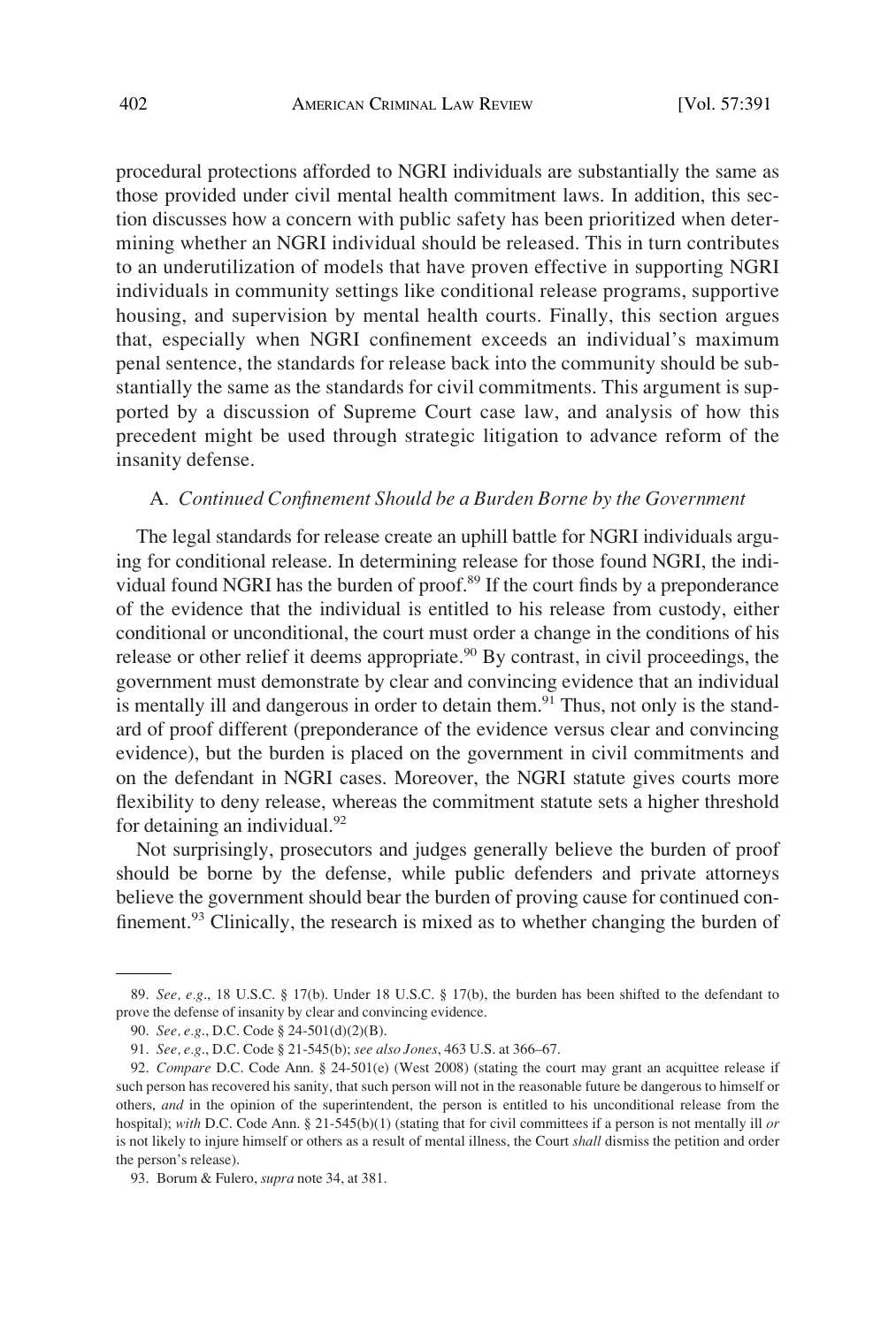procedural protections afforded to NGRI individuals are substantially the same as those provided under civil mental health commitment laws. In addition, this section discusses how a concern with public safety has been prioritized when determining whether an NGRI individual should be released. This in turn contributes to an underutilization of models that have proven effective in supporting NGRI individuals in community settings like conditional release programs, supportive housing, and supervision by mental health courts. Finally, this section argues that, especially when NGRI confinement exceeds an individual's maximum penal sentence, the standards for release back into the community should be substantially the same as the standards for civil commitments. This argument is supported by a discussion of Supreme Court case law, and analysis of how this precedent might be used through strategic litigation to advance reform of the insanity defense.

### A. *Continued Confinement Should be a Burden Borne by the Government*

The legal standards for release create an uphill battle for NGRI individuals arguing for conditional release. In determining release for those found NGRI, the individual found NGRI has the burden of proof.[89] If the court finds by a preponderance of the evidence that the individual is entitled to his release from custody, either conditional or unconditional, the court must order a change in the conditions of his release or other relief it deems appropriate.[90] By contrast, in civil proceedings, the government must demonstrate by clear and convincing evidence that an individual is mentally ill and dangerous in order to detain them.[91] Thus, not only is the standard of proof different (preponderance of the evidence versus clear and convincing evidence), but the burden is placed on the government in civil commitments and on the defendant in NGRI cases. Moreover, the NGRI statute gives courts more flexibility to deny release, whereas the commitment statute sets a higher threshold for detaining an individual.[92]

Not surprisingly, prosecutors and judges generally believe the burden of proof should be borne by the defense, while public defenders and private attorneys believe the government should bear the burden of proving cause for continued confinement.[93] Clinically, the research is mixed as to whether changing the burden of

---

89. *See, e.g.*, 18 U.S.C. § 17(b). Under 18 U.S.C. § 17(b), the burden has been shifted to the defendant to prove the defense of insanity by clear and convincing evidence.

90. *See, e.g.*, D.C. Code § 24-501(d)(2)(B).

91. *See, e.g.*, D.C. Code § 21-545(b); *see also Jones*, 463 U.S. at 366–67.

92. *Compare* D.C. Code Ann. § 24-501(e) (West 2008) (stating the court may grant an acquittee release if such person has recovered his sanity, that such person will not in the reasonable future be dangerous to himself or others, *and* in the opinion of the superintendent, the person is entitled to his unconditional release from the hospital); *with* D.C. Code Ann. § 21-545(b)(1) (stating that for civil committees if a person is not mentally ill *or* is not likely to injure himself or others as a result of mental illness, the Court *shall* dismiss the petition and order the person's release).

93. Borum & Fulero, *supra* note 34, at 381.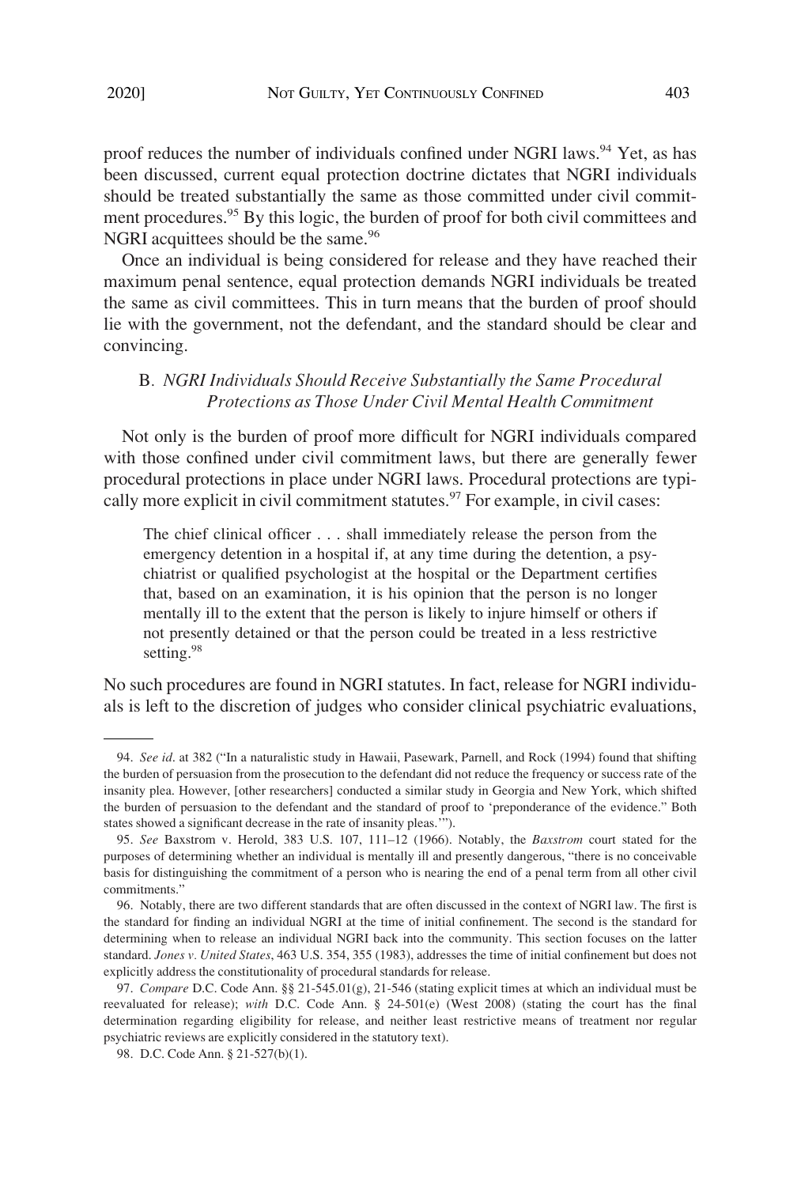proof reduces the number of individuals confined under NGRI laws.[94] Yet, as has been discussed, current equal protection doctrine dictates that NGRI individuals should be treated substantially the same as those committed under civil commitment procedures.[95] By this logic, the burden of proof for both civil committees and NGRI acquittees should be the same.[96]

Once an individual is being considered for release and they have reached their maximum penal sentence, equal protection demands NGRI individuals be treated the same as civil committees. This in turn means that the burden of proof should lie with the government, not the defendant, and the standard should be clear and convincing.

### B. *NGRI Individuals Should Receive Substantially the Same Procedural Protections as Those Under Civil Mental Health Commitment*

Not only is the burden of proof more difficult for NGRI individuals compared with those confined under civil commitment laws, but there are generally fewer procedural protections in place under NGRI laws. Procedural protections are typically more explicit in civil commitment statutes.[97] For example, in civil cases:

> The chief clinical officer . . . shall immediately release the person from the emergency detention in a hospital if, at any time during the detention, a psychiatrist or qualified psychologist at the hospital or the Department certifies that, based on an examination, it is his opinion that the person is no longer mentally ill to the extent that the person is likely to injure himself or others if not presently detained or that the person could be treated in a less restrictive setting.[98]

No such procedures are found in NGRI statutes. In fact, release for NGRI individuals is left to the discretion of judges who consider clinical psychiatric evaluations,

---

94. *See id*. at 382 ("In a naturalistic study in Hawaii, Pasewark, Parnell, and Rock (1994) found that shifting the burden of persuasion from the prosecution to the defendant did not reduce the frequency or success rate of the insanity plea. However, [other researchers] conducted a similar study in Georgia and New York, which shifted the burden of persuasion to the defendant and the standard of proof to 'preponderance of the evidence.' Both states showed a significant decrease in the rate of insanity pleas.'").

95. *See* Baxstrom v. Herold, 383 U.S. 107, 111–12 (1966). Notably, the *Baxstrom* court stated for the purposes of determining whether an individual is mentally ill and presently dangerous, "there is no conceivable basis for distinguishing the commitment of a person who is nearing the end of a penal term from all other civil commitments."

96. Notably, there are two different standards that are often discussed in the context of NGRI law. The first is the standard for finding an individual NGRI at the time of initial confinement. The second is the standard for determining when to release an individual NGRI back into the community. This section focuses on the latter standard. *Jones v. United States*, 463 U.S. 354, 355 (1983), addresses the time of initial confinement but does not explicitly address the constitutionality of procedural standards for release.

97. *Compare* D.C. Code Ann. §§ 21-545.01(g), 21-546 (stating explicit times at which an individual must be reevaluated for release); *with* D.C. Code Ann. § 24-501(e) (West 2008) (stating the court has the final determination regarding eligibility for release, and neither least restrictive means of treatment nor regular psychiatric reviews are explicitly considered in the statutory text).

98. D.C. Code Ann. § 21-527(b)(1).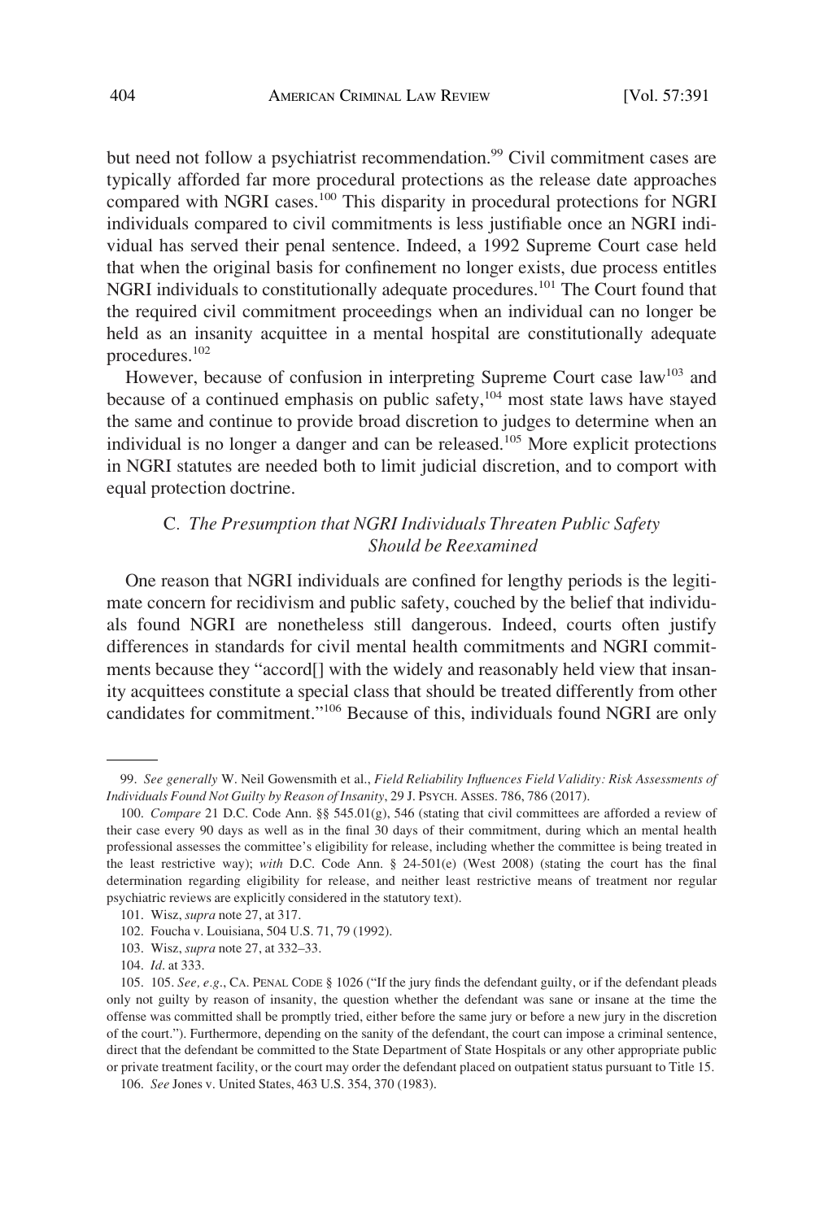but need not follow a psychiatrist recommendation.[99] Civil commitment cases are typically afforded far more procedural protections as the release date approaches compared with NGRI cases.[100] This disparity in procedural protections for NGRI individuals compared to civil commitments is less justifiable once an NGRI individual has served their penal sentence. Indeed, a 1992 Supreme Court case held that when the original basis for confinement no longer exists, due process entitles NGRI individuals to constitutionally adequate procedures.[101] The Court found that the required civil commitment proceedings when an individual can no longer be held as an insanity acquittee in a mental hospital are constitutionally adequate procedures.[102]

However, because of confusion in interpreting Supreme Court case law[103] and because of a continued emphasis on public safety,[104] most state laws have stayed the same and continue to provide broad discretion to judges to determine when an individual is no longer a danger and can be released.[105] More explicit protections in NGRI statutes are needed both to limit judicial discretion, and to comport with equal protection doctrine.

### C. *The Presumption that NGRI Individuals Threaten Public Safety Should be Reexamined*

One reason that NGRI individuals are confined for lengthy periods is the legitimate concern for recidivism and public safety, couched by the belief that individuals found NGRI are nonetheless still dangerous. Indeed, courts often justify differences in standards for civil mental health commitments and NGRI commitments because they "accord[] with the widely and reasonably held view that insanity acquittees constitute a special class that should be treated differently from other candidates for commitment."[106] Because of this, individuals found NGRI are only

---

99. *See generally* W. Neil Gowensmith et al., *Field Reliability Influences Field Validity: Risk Assessments of Individuals Found Not Guilty by Reason of Insanity*, 29 J. PSYCH. ASSES. 786, 786 (2017).

100. *Compare* 21 D.C. Code Ann. §§ 545.01(g), 546 (stating that civil committees are afforded a review of their case every 90 days as well as in the final 30 days of their commitment, during which an mental health professional assesses the committee's eligibility for release, including whether the committee is being treated in the least restrictive way); *with* D.C. Code Ann. § 24-501(e) (West 2008) (stating the court has the final determination regarding eligibility for release, and neither least restrictive means of treatment nor regular psychiatric reviews are explicitly considered in the statutory text).

101. Wisz, *supra* note 27, at 317.

102. Foucha v. Louisiana, 504 U.S. 71, 79 (1992).

103. Wisz, *supra* note 27, at 332–33.

104. *Id.* at 333.

105. 105. *See, e.g.*, CA. PENAL CODE § 1026 ("If the jury finds the defendant guilty, or if the defendant pleads only not guilty by reason of insanity, the question whether the defendant was sane or insane at the time the offense was committed shall be promptly tried, either before the same jury or before a new jury in the discretion of the court."). Furthermore, depending on the sanity of the defendant, the court can impose a criminal sentence, direct that the defendant be committed to the State Department of State Hospitals or any other appropriate public or private treatment facility, or the court may order the defendant placed on outpatient status pursuant to Title 15.

106. *See* Jones v. United States, 463 U.S. 354, 370 (1983).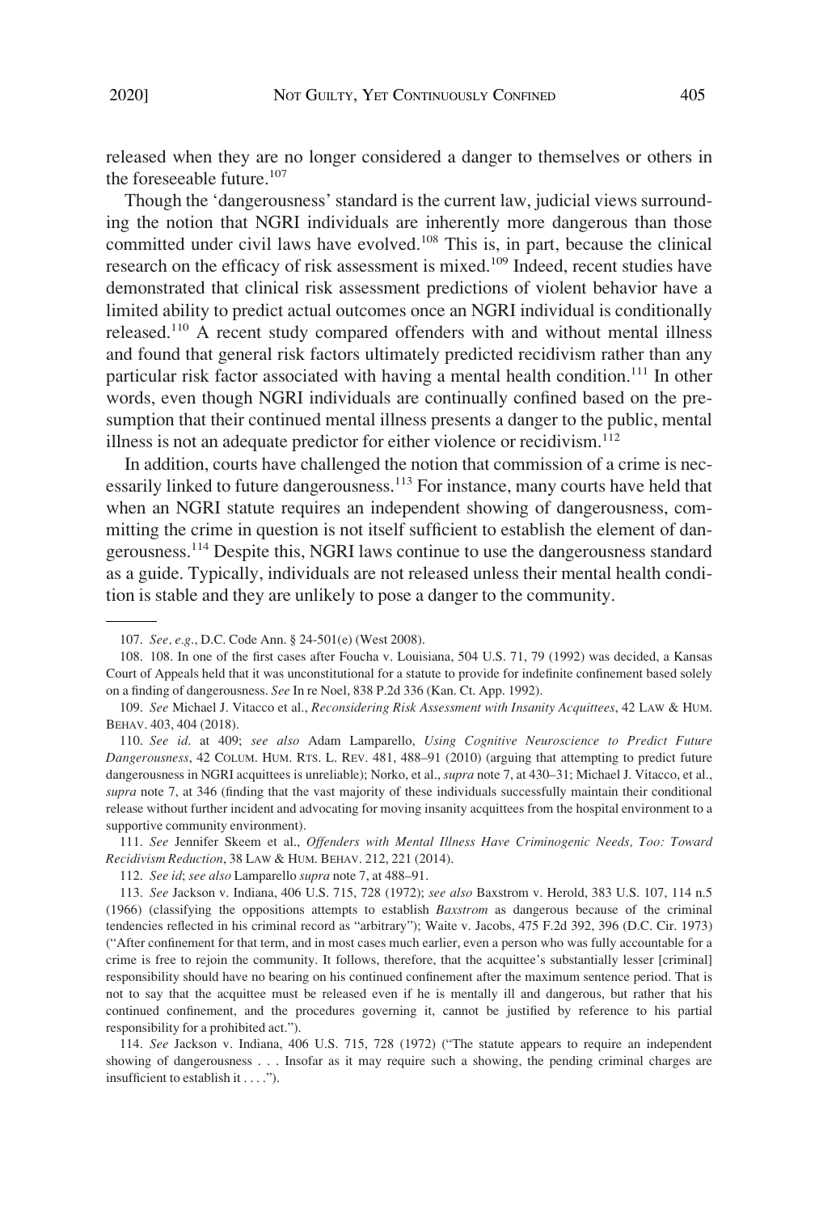released when they are no longer considered a danger to themselves or others in the foreseeable future.[107]

Though the 'dangerousness' standard is the current law, judicial views surrounding the notion that NGRI individuals are inherently more dangerous than those committed under civil laws have evolved.[108] This is, in part, because the clinical research on the efficacy of risk assessment is mixed.[109] Indeed, recent studies have demonstrated that clinical risk assessment predictions of violent behavior have a limited ability to predict actual outcomes once an NGRI individual is conditionally released.[110] A recent study compared offenders with and without mental illness and found that general risk factors ultimately predicted recidivism rather than any particular risk factor associated with having a mental health condition.[111] In other words, even though NGRI individuals are continually confined based on the presumption that their continued mental illness presents a danger to the public, mental illness is not an adequate predictor for either violence or recidivism.[112]

In addition, courts have challenged the notion that commission of a crime is necessarily linked to future dangerousness.[113] For instance, many courts have held that when an NGRI statute requires an independent showing of dangerousness, committing the crime in question is not itself sufficient to establish the element of dangerousness.[114] Despite this, NGRI laws continue to use the dangerousness standard as a guide. Typically, individuals are not released unless their mental health condition is stable and they are unlikely to pose a danger to the community.

---

107. *See, e.g.*, D.C. Code Ann. § 24-501(e) (West 2008).

108. 108. In one of the first cases after Foucha v. Louisiana, 504 U.S. 71, 79 (1992) was decided, a Kansas Court of Appeals held that it was unconstitutional for a statute to provide for indefinite confinement based solely on a finding of dangerousness. *See* In re Noel, 838 P.2d 336 (Kan. Ct. App. 1992).

109. *See* Michael J. Vitacco et al., *Reconsidering Risk Assessment with Insanity Acquittees*, 42 LAW & HUM. BEHAV. 403, 404 (2018).

110. *See id.* at 409; *see also* Adam Lamparello, *Using Cognitive Neuroscience to Predict Future Dangerousness*, 42 COLUM. HUM. RTS. L. REV. 481, 488–91 (2010) (arguing that attempting to predict future dangerousness in NGRI acquittees is unreliable); Norko, et al., *supra* note 7, at 430–31; Michael J. Vitacco, et al., *supra* note 7, at 346 (finding that the vast majority of these individuals successfully maintain their conditional release without further incident and advocating for moving insanity acquittees from the hospital environment to a supportive community environment).

111. *See* Jennifer Skeem et al., *Offenders with Mental Illness Have Criminogenic Needs, Too: Toward Recidivism Reduction*, 38 LAW & HUM. BEHAV. 212, 221 (2014).

112. *See id*; *see also* Lamparello *supra* note 7, at 488–91.

113. *See* Jackson v. Indiana, 406 U.S. 715, 728 (1972); *see also* Baxstrom v. Herold, 383 U.S. 107, 114 n.5 (1966) (classifying the oppositions attempts to establish *Baxstrom* as dangerous because of the criminal tendencies reflected in his criminal record as "arbitrary"); Waite v. Jacobs, 475 F.2d 392, 396 (D.C. Cir. 1973) ("After confinement for that term, and in most cases much earlier, even a person who was fully accountable for a crime is free to rejoin the community. It follows, therefore, that the acquittee's substantially lesser [criminal] responsibility should have no bearing on his continued confinement after the maximum sentence period. That is not to say that the acquittee must be released even if he is mentally ill and dangerous, but rather that his continued confinement, and the procedures governing it, cannot be justified by reference to his partial responsibility for a prohibited act.").

114. *See* Jackson v. Indiana, 406 U.S. 715, 728 (1972) ("The statute appears to require an independent showing of dangerousness . . . Insofar as it may require such a showing, the pending criminal charges are insufficient to establish it . . . .").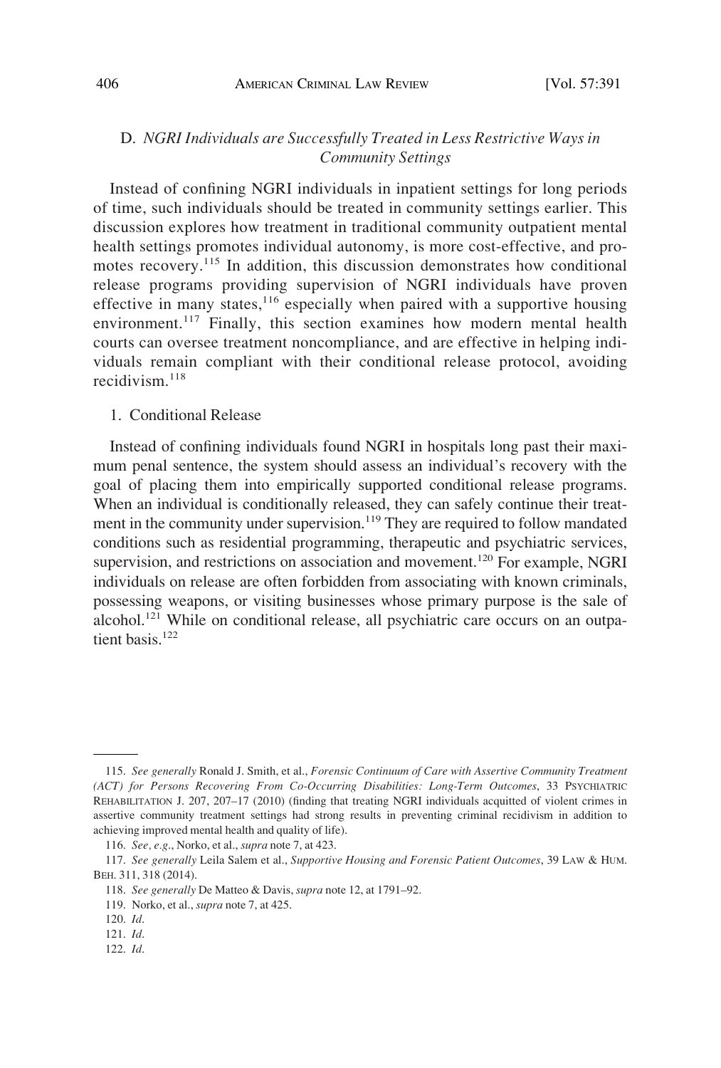### D. *NGRI Individuals are Successfully Treated in Less Restrictive Ways in Community Settings*

Instead of confining NGRI individuals in inpatient settings for long periods of time, such individuals should be treated in community settings earlier. This discussion explores how treatment in traditional community outpatient mental health settings promotes individual autonomy, is more cost-effective, and promotes recovery.[115] In addition, this discussion demonstrates how conditional release programs providing supervision of NGRI individuals have proven effective in many states,[116] especially when paired with a supportive housing environment.[117] Finally, this section examines how modern mental health courts can oversee treatment noncompliance, and are effective in helping individuals remain compliant with their conditional release protocol, avoiding recidivism.[118]

#### 1. Conditional Release

Instead of confining individuals found NGRI in hospitals long past their maximum penal sentence, the system should assess an individual's recovery with the goal of placing them into empirically supported conditional release programs. When an individual is conditionally released, they can safely continue their treatment in the community under supervision.[119] They are required to follow mandated conditions such as residential programming, therapeutic and psychiatric services, supervision, and restrictions on association and movement.[120] For example, NGRI individuals on release are often forbidden from associating with known criminals, possessing weapons, or visiting businesses whose primary purpose is the sale of alcohol.[121] While on conditional release, all psychiatric care occurs on an outpatient basis.[122]

---

115. *See generally* Ronald J. Smith, et al., *Forensic Continuum of Care with Assertive Community Treatment (ACT) for Persons Recovering From Co-Occurring Disabilities: Long-Term Outcomes*, 33 PSYCHIATRIC REHABILITATION J. 207, 207–17 (2010) (finding that treating NGRI individuals acquitted of violent crimes in assertive community treatment settings had strong results in preventing criminal recidivism in addition to achieving improved mental health and quality of life).

116. *See, e.g.*, Norko, et al., *supra* note 7, at 423.

117. *See generally* Leila Salem et al., *Supportive Housing and Forensic Patient Outcomes*, 39 LAW & HUM. BEH. 311, 318 (2014).

118. *See generally* De Matteo & Davis, *supra* note 12, at 1791–92.

119. Norko, et al., *supra* note 7, at 425.

120. *Id.*

121. *Id.*

122. *Id.*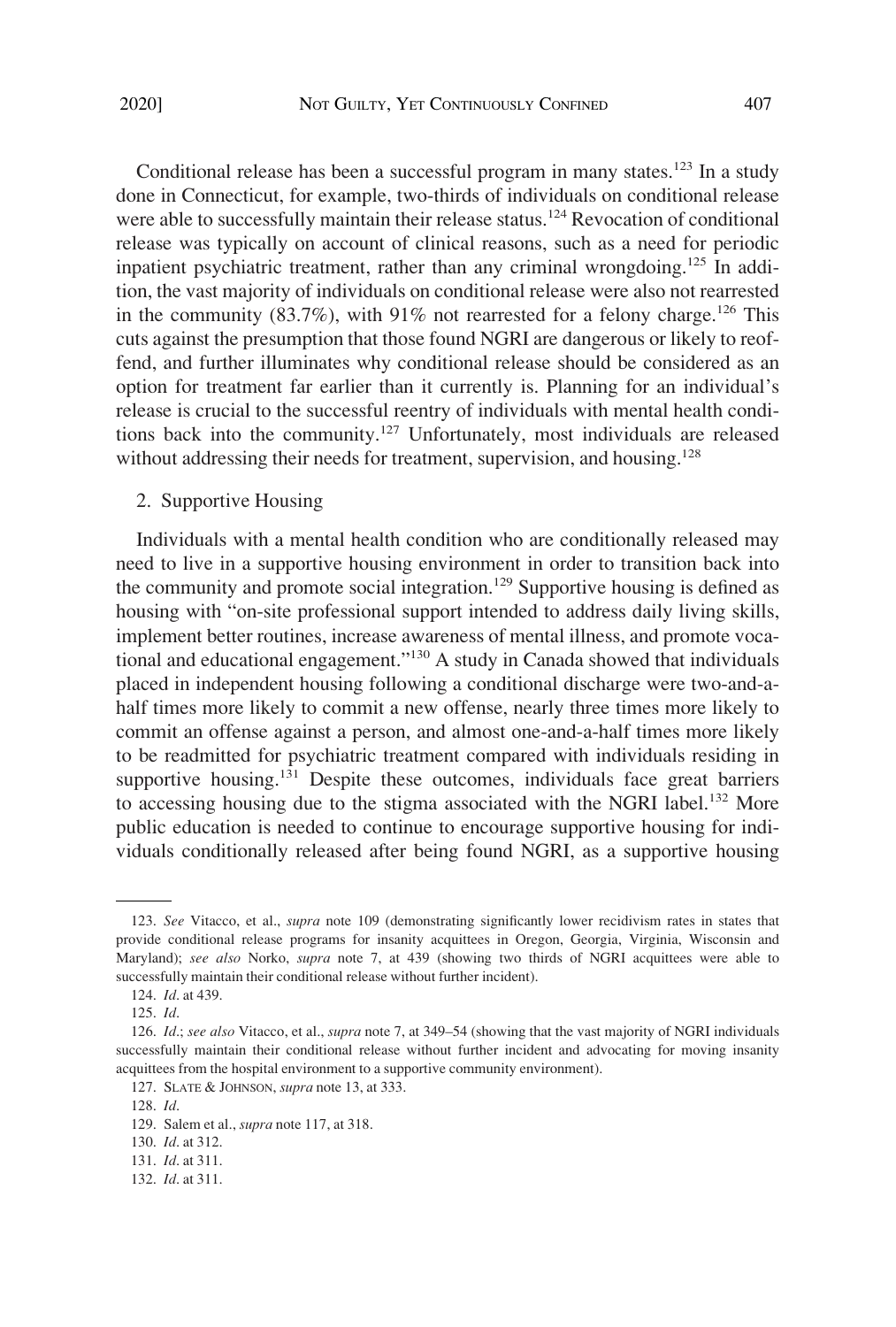Conditional release has been a successful program in many states.[123] In a study done in Connecticut, for example, two-thirds of individuals on conditional release were able to successfully maintain their release status.[124] Revocation of conditional release was typically on account of clinical reasons, such as a need for periodic inpatient psychiatric treatment, rather than any criminal wrongdoing.[125] In addition, the vast majority of individuals on conditional release were also not rearrested in the community (83.7%), with 91% not rearrested for a felony charge.[126] This cuts against the presumption that those found NGRI are dangerous or likely to reoffend, and further illuminates why conditional release should be considered as an option for treatment far earlier than it currently is. Planning for an individual's release is crucial to the successful reentry of individuals with mental health conditions back into the community.[127] Unfortunately, most individuals are released without addressing their needs for treatment, supervision, and housing.[128]

### 2. Supportive Housing

Individuals with a mental health condition who are conditionally released may need to live in a supportive housing environment in order to transition back into the community and promote social integration.[129] Supportive housing is defined as housing with "on-site professional support intended to address daily living skills, implement better routines, increase awareness of mental illness, and promote vocational and educational engagement."[130] A study in Canada showed that individuals placed in independent housing following a conditional discharge were two-and-a-half times more likely to commit a new offense, nearly three times more likely to commit an offense against a person, and almost one-and-a-half times more likely to be readmitted for psychiatric treatment compared with individuals residing in supportive housing.[131] Despite these outcomes, individuals face great barriers to accessing housing due to the stigma associated with the NGRI label.[132] More public education is needed to continue to encourage supportive housing for individuals conditionally released after being found NGRI, as a supportive housing

---

123. *See* Vitacco, et al., *supra* note 109 (demonstrating significantly lower recidivism rates in states that provide conditional release programs for insanity acquittees in Oregon, Georgia, Virginia, Wisconsin and Maryland); *see also* Norko, *supra* note 7, at 439 (showing two thirds of NGRI acquittees were able to successfully maintain their conditional release without further incident).

124. *Id*. at 439.

125. *Id*.

126. *Id*.; *see also* Vitacco, et al., *supra* note 7, at 349–54 (showing that the vast majority of NGRI individuals successfully maintain their conditional release without further incident and advocating for moving insanity acquittees from the hospital environment to a supportive community environment).

127. SLATE & JOHNSON, *supra* note 13, at 333.

128. *Id*.

129. Salem et al., *supra* note 117, at 318.

130. *Id*. at 312.

131. *Id*. at 311.

132. *Id*. at 311.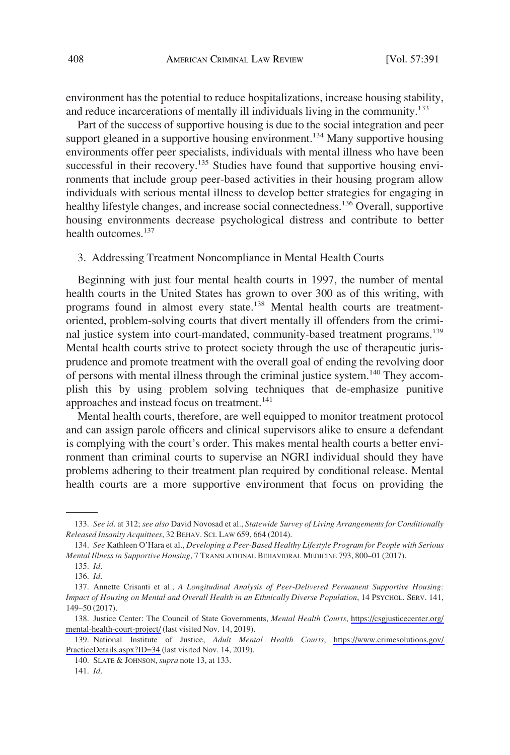environment has the potential to reduce hospitalizations, increase housing stability, and reduce incarcerations of mentally ill individuals living in the community.[133]

Part of the success of supportive housing is due to the social integration and peer support gleaned in a supportive housing environment.[134] Many supportive housing environments offer peer specialists, individuals with mental illness who have been successful in their recovery.[135] Studies have found that supportive housing environments that include group peer-based activities in their housing program allow individuals with serious mental illness to develop better strategies for engaging in healthy lifestyle changes, and increase social connectedness.[136] Overall, supportive housing environments decrease psychological distress and contribute to better health outcomes.[137]

### 3. Addressing Treatment Noncompliance in Mental Health Courts

Beginning with just four mental health courts in 1997, the number of mental health courts in the United States has grown to over 300 as of this writing, with programs found in almost every state.[138] Mental health courts are treatment-oriented, problem-solving courts that divert mentally ill offenders from the criminal justice system into court-mandated, community-based treatment programs.[139] Mental health courts strive to protect society through the use of therapeutic jurisprudence and promote treatment with the overall goal of ending the revolving door of persons with mental illness through the criminal justice system.[140] They accomplish this by using problem solving techniques that de-emphasize punitive approaches and instead focus on treatment.[141]

Mental health courts, therefore, are well equipped to monitor treatment protocol and can assign parole officers and clinical supervisors alike to ensure a defendant is complying with the court's order. This makes mental health courts a better environment than criminal courts to supervise an NGRI individual should they have problems adhering to their treatment plan required by conditional release. Mental health courts are a more supportive environment that focus on providing the

---

133. *See id.* at 312; *see also* David Novosad et al., *Statewide Survey of Living Arrangements for Conditionally Released Insanity Acquittees*, 32 BEHAV. SCI. LAW 659, 664 (2014).

134. *See* Kathleen O'Hara et al., *Developing a Peer-Based Healthy Lifestyle Program for People with Serious Mental Illness in Supportive Housing*, 7 TRANSLATIONAL BEHAVIORAL MEDICINE 793, 800–01 (2017).

135. *Id.*

136. *Id.*

137. Annette Crisanti et al*., A Longitudinal Analysis of Peer-Delivered Permanent Supportive Housing: Impact of Housing on Mental and Overall Health in an Ethnically Diverse Population*, 14 PSYCHOL. SERV. 141, 149–50 (2017).

138. Justice Center: The Council of State Governments, *Mental Health Courts*, https://csgjusticecenter.org/mental-health-court-project/ (last visited Nov. 14, 2019).

139. National Institute of Justice, *Adult Mental Health Courts*, https://www.crimesolutions.gov/PracticeDetails.aspx?ID=34 (last visited Nov. 14, 2019).

140. SLATE & JOHNSON, *supra* note 13, at 133.

141. *Id.*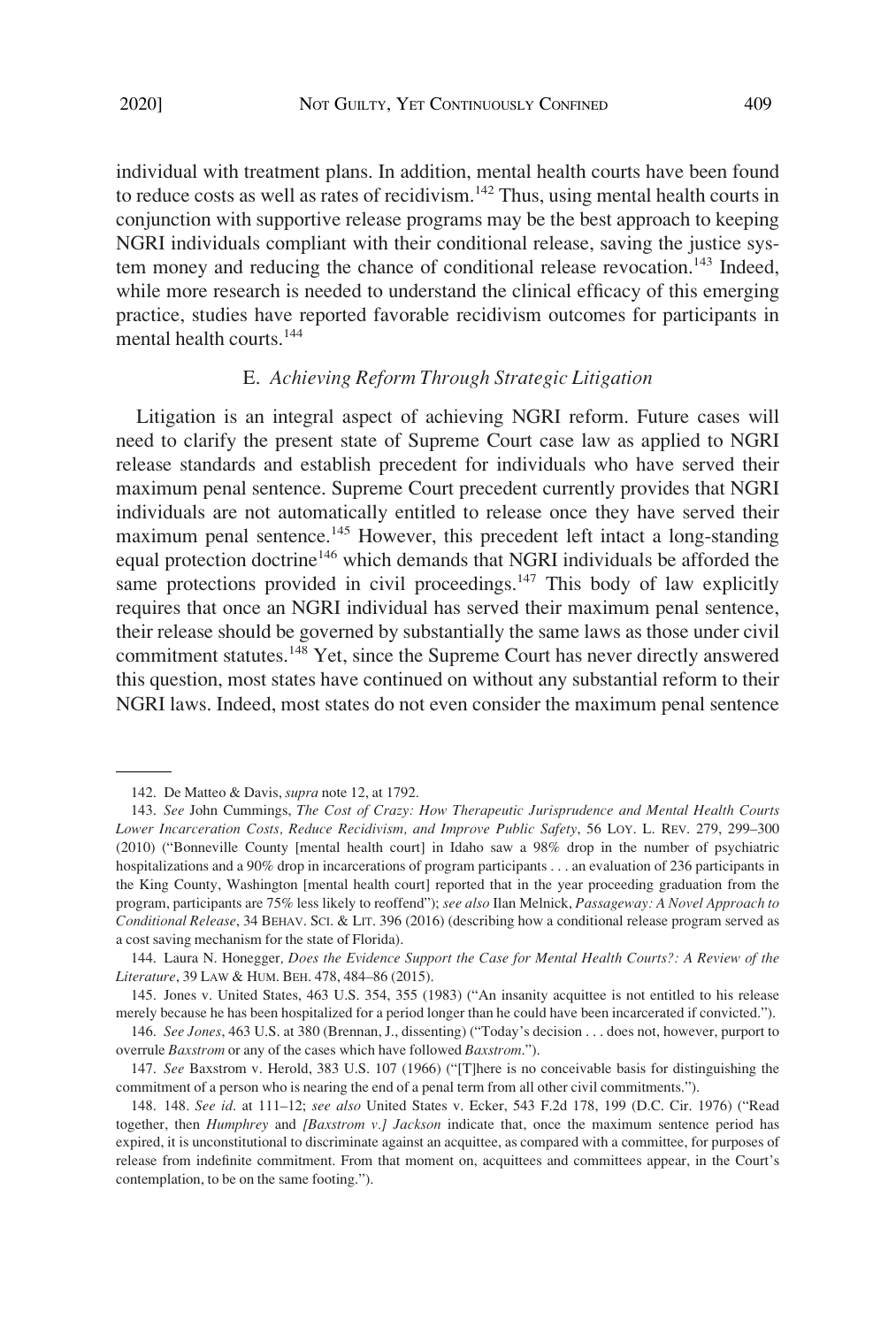individual with treatment plans. In addition, mental health courts have been found to reduce costs as well as rates of recidivism.[142] Thus, using mental health courts in conjunction with supportive release programs may be the best approach to keeping NGRI individuals compliant with their conditional release, saving the justice system money and reducing the chance of conditional release revocation.[143] Indeed, while more research is needed to understand the clinical efficacy of this emerging practice, studies have reported favorable recidivism outcomes for participants in mental health courts.[144]

### E. *Achieving Reform Through Strategic Litigation*

Litigation is an integral aspect of achieving NGRI reform. Future cases will need to clarify the present state of Supreme Court case law as applied to NGRI release standards and establish precedent for individuals who have served their maximum penal sentence. Supreme Court precedent currently provides that NGRI individuals are not automatically entitled to release once they have served their maximum penal sentence.[145] However, this precedent left intact a long-standing equal protection doctrine[146] which demands that NGRI individuals be afforded the same protections provided in civil proceedings.[147] This body of law explicitly requires that once an NGRI individual has served their maximum penal sentence, their release should be governed by substantially the same laws as those under civil commitment statutes.[148] Yet, since the Supreme Court has never directly answered this question, most states have continued on without any substantial reform to their NGRI laws. Indeed, most states do not even consider the maximum penal sentence

---

142. De Matteo & Davis, *supra* note 12, at 1792.

143. *See* John Cummings, *The Cost of Crazy: How Therapeutic Jurisprudence and Mental Health Courts Lower Incarceration Costs, Reduce Recidivism, and Improve Public Safety*, 56 LOY. L. REV. 279, 299–300 (2010) ("Bonneville County [mental health court] in Idaho saw a 98% drop in the number of psychiatric hospitalizations and a 90% drop in incarcerations of program participants . . . an evaluation of 236 participants in the King County, Washington [mental health court] reported that in the year proceeding graduation from the program, participants are 75% less likely to reoffend"); *see also* Ilan Melnick, *Passageway: A Novel Approach to Conditional Release*, 34 BEHAV. SCI. & LIT. 396 (2016) (describing how a conditional release program served as a cost saving mechanism for the state of Florida).

144. Laura N. Honegger*, Does the Evidence Support the Case for Mental Health Courts?: A Review of the Literature*, 39 LAW & HUM. BEH. 478, 484–86 (2015).

145. Jones v. United States, 463 U.S. 354, 355 (1983) ("An insanity acquittee is not entitled to his release merely because he has been hospitalized for a period longer than he could have been incarcerated if convicted.").

146. *See Jones*, 463 U.S. at 380 (Brennan, J., dissenting) ("Today's decision . . . does not, however, purport to overrule *Baxstrom* or any of the cases which have followed *Baxstrom*.").

147. *See* Baxstrom v. Herold, 383 U.S. 107 (1966) ("[T]here is no conceivable basis for distinguishing the commitment of a person who is nearing the end of a penal term from all other civil commitments.").

148. 148. *See id*. at 111–12; *see also* United States v. Ecker, 543 F.2d 178, 199 (D.C. Cir. 1976) ("Read together, then *Humphrey* and *[Baxstrom v.] Jackson* indicate that, once the maximum sentence period has expired, it is unconstitutional to discriminate against an acquittee, as compared with a committee, for purposes of release from indefinite commitment. From that moment on, acquittees and committees appear, in the Court's contemplation, to be on the same footing.").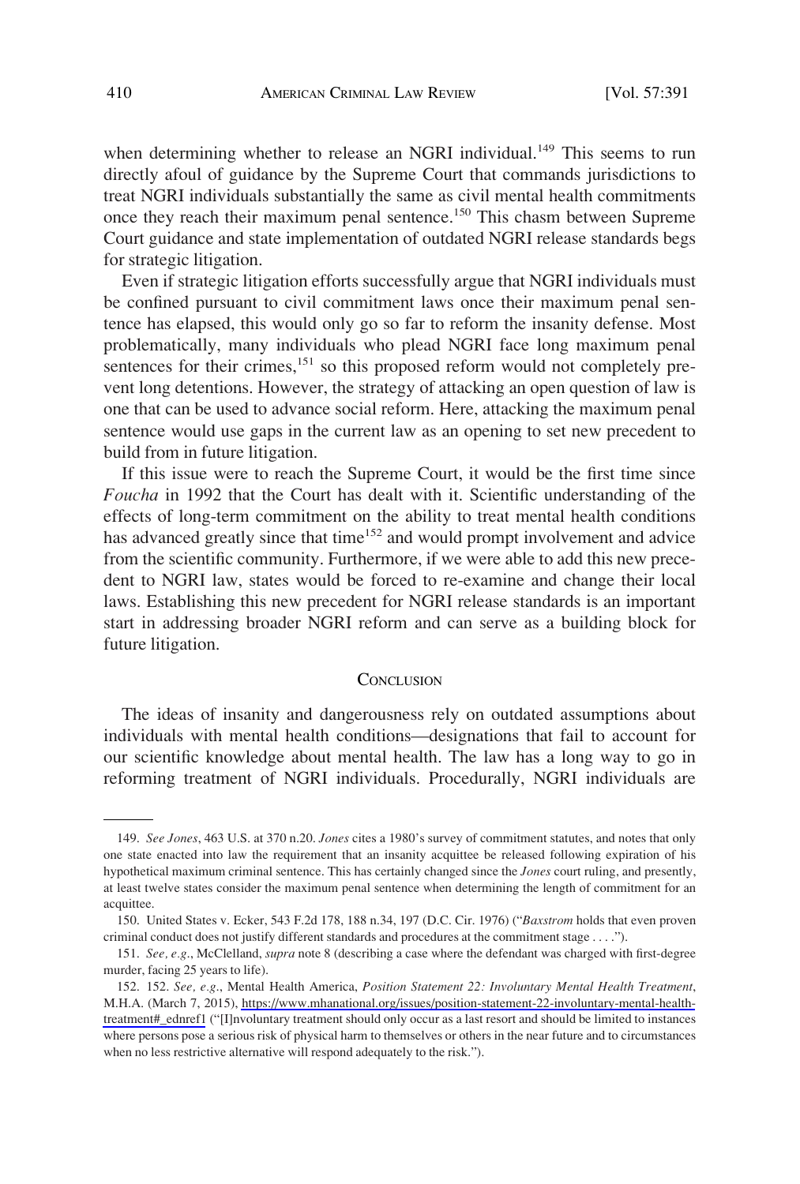when determining whether to release an NGRI individual.[149] This seems to run directly afoul of guidance by the Supreme Court that commands jurisdictions to treat NGRI individuals substantially the same as civil mental health commitments once they reach their maximum penal sentence.[150] This chasm between Supreme Court guidance and state implementation of outdated NGRI release standards begs for strategic litigation.

Even if strategic litigation efforts successfully argue that NGRI individuals must be confined pursuant to civil commitment laws once their maximum penal sentence has elapsed, this would only go so far to reform the insanity defense. Most problematically, many individuals who plead NGRI face long maximum penal sentences for their crimes,[151] so this proposed reform would not completely prevent long detentions. However, the strategy of attacking an open question of law is one that can be used to advance social reform. Here, attacking the maximum penal sentence would use gaps in the current law as an opening to set new precedent to build from in future litigation.

If this issue were to reach the Supreme Court, it would be the first time since *Foucha* in 1992 that the Court has dealt with it. Scientific understanding of the effects of long-term commitment on the ability to treat mental health conditions has advanced greatly since that time[152] and would prompt involvement and advice from the scientific community. Furthermore, if we were able to add this new precedent to NGRI law, states would be forced to re-examine and change their local laws. Establishing this new precedent for NGRI release standards is an important start in addressing broader NGRI reform and can serve as a building block for future litigation.

## Conclusion

The ideas of insanity and dangerousness rely on outdated assumptions about individuals with mental health conditions—designations that fail to account for our scientific knowledge about mental health. The law has a long way to go in reforming treatment of NGRI individuals. Procedurally, NGRI individuals are

---

149. *See Jones*, 463 U.S. at 370 n.20. *Jones* cites a 1980's survey of commitment statutes, and notes that only one state enacted into law the requirement that an insanity acquittee be released following expiration of his hypothetical maximum criminal sentence. This has certainly changed since the *Jones* court ruling, and presently, at least twelve states consider the maximum penal sentence when determining the length of commitment for an acquittee.

150. United States v. Ecker, 543 F.2d 178, 188 n.34, 197 (D.C. Cir. 1976) ("*Baxstrom* holds that even proven criminal conduct does not justify different standards and procedures at the commitment stage . . . .").

151. *See, e.g.*, McClelland, *supra* note 8 (describing a case where the defendant was charged with first-degree murder, facing 25 years to life).

152. 152. *See, e.g.*, Mental Health America, *Position Statement 22: Involuntary Mental Health Treatment*, M.H.A. (March 7, 2015), https://www.mhanational.org/issues/position-statement-22-involuntary-mental-health-treatment#_ednref1 ("[I]nvoluntary treatment should only occur as a last resort and should be limited to instances where persons pose a serious risk of physical harm to themselves or others in the near future and to circumstances when no less restrictive alternative will respond adequately to the risk.").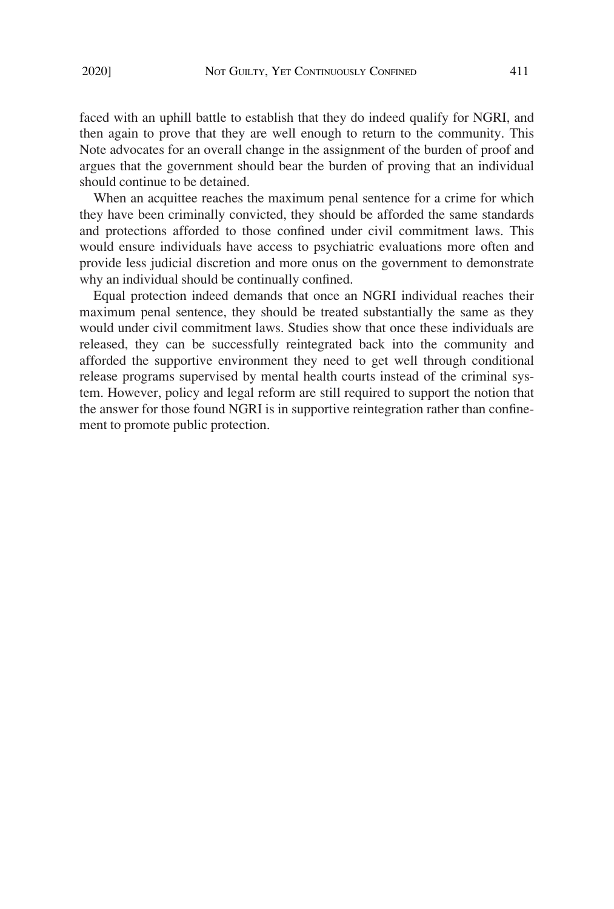faced with an uphill battle to establish that they do indeed qualify for NGRI, and then again to prove that they are well enough to return to the community. This Note advocates for an overall change in the assignment of the burden of proof and argues that the government should bear the burden of proving that an individual should continue to be detained.

When an acquittee reaches the maximum penal sentence for a crime for which they have been criminally convicted, they should be afforded the same standards and protections afforded to those confined under civil commitment laws. This would ensure individuals have access to psychiatric evaluations more often and provide less judicial discretion and more onus on the government to demonstrate why an individual should be continually confined.

Equal protection indeed demands that once an NGRI individual reaches their maximum penal sentence, they should be treated substantially the same as they would under civil commitment laws. Studies show that once these individuals are released, they can be successfully reintegrated back into the community and afforded the supportive environment they need to get well through conditional release programs supervised by mental health courts instead of the criminal system. However, policy and legal reform are still required to support the notion that the answer for those found NGRI is in supportive reintegration rather than confinement to promote public protection.